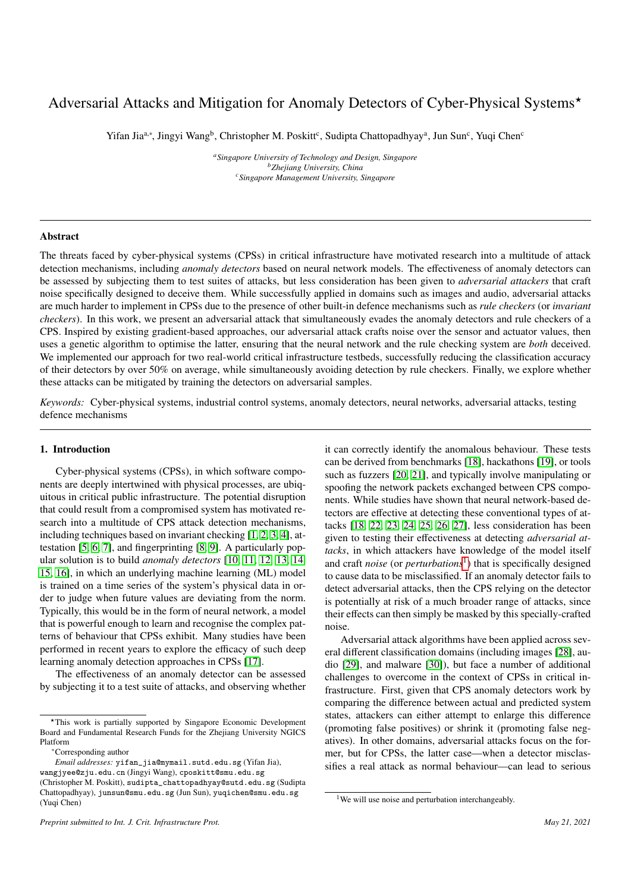# Adversarial Attacks and Mitigation for Anomaly Detectors of Cyber-Physical Systems*

Yifan Jia[a,*], Jingyi Wang[b], Christopher M. Poskitt[c], Sudipta Chattopadhyay[a], Jun Sun[c], Yuqi Chen[c]

[a] *Singapore University of Technology and Design, Singapore*
[b] *Zhejiang University, China*
[c] *Singapore Management University, Singapore*

---

## Abstract

The threats faced by cyber-physical systems (CPSs) in critical infrastructure have motivated research into a multitude of attack detection mechanisms, including *anomaly detectors* based on neural network models. The effectiveness of anomaly detectors can be assessed by subjecting them to test suites of attacks, but less consideration has been given to *adversarial attackers* that craft noise specifically designed to deceive them. While successfully applied in domains such as images and audio, adversarial attacks are much harder to implement in CPSs due to the presence of other built-in defence mechanisms such as *rule checkers* (or *invariant checkers*). In this work, we present an adversarial attack that simultaneously evades the anomaly detectors and rule checkers of a CPS. Inspired by existing gradient-based approaches, our adversarial attack crafts noise over the sensor and actuator values, then uses a genetic algorithm to optimise the latter, ensuring that the neural network and the rule checking system are *both* deceived. We implemented our approach for two real-world critical infrastructure testbeds, successfully reducing the classification accuracy of their detectors by over 50% on average, while simultaneously avoiding detection by rule checkers. Finally, we explore whether these attacks can be mitigated by training the detectors on adversarial samples.

*Keywords:* Cyber-physical systems, industrial control systems, anomaly detectors, neural networks, adversarial attacks, testing defence mechanisms

---

## 1. Introduction

Cyber-physical systems (CPSs), in which software components are deeply intertwined with physical processes, are ubiquitous in critical public infrastructure. The potential disruption that could result from a compromised system has motivated research into a multitude of CPS attack detection mechanisms, including techniques based on invariant checking [1, 2, 3, 4], attestation [5, 6, 7], and fingerprinting [8, 9]. A particularly popular solution is to build *anomaly detectors* [10, 11, 12, 13, 14, 15, 16], in which an underlying machine learning (ML) model is trained on a time series of the system's physical data in order to judge when future values are deviating from the norm. Typically, this would be in the form of neural network, a model that is powerful enough to learn and recognise the complex patterns of behaviour that CPSs exhibit. Many studies have been performed in recent years to explore the efficacy of such deep learning anomaly detection approaches in CPSs [17].

The effectiveness of an anomaly detector can be assessed by subjecting it to a test suite of attacks, and observing whether it can correctly identify the anomalous behaviour. These tests can be derived from benchmarks [18], hackathons [19], or tools such as fuzzers [20, 21], and typically involve manipulating or spoofing the network packets exchanged between CPS components. While studies have shown that neural network-based detectors are effective at detecting these conventional types of attacks [18, 22, 23, 24, 25, 26, 27], less consideration has been given to testing their effectiveness at detecting *adversarial attacks*, in which attackers have knowledge of the model itself and craft *noise* (or *perturbations*[1]) that is specifically designed to cause data to be misclassified. If an anomaly detector fails to detect adversarial attacks, then the CPS relying on the detector is potentially at risk of a much broader range of attacks, since their effects can then simply be masked by this specially-crafted noise.

Adversarial attack algorithms have been applied across several different classification domains (including images [28], audio [29], and malware [30]), but face a number of additional challenges to overcome in the context of CPSs in critical infrastructure. First, given that CPS anomaly detectors work by comparing the difference between actual and predicted system states, attackers can either attempt to enlarge this difference (promoting false positives) or shrink it (promoting false negatives). In other domains, adversarial attacks focus on the former, but for CPSs, the latter case—when a detector misclassifies a real attack as normal behaviour—can lead to serious

---

*This work is partially supported by Singapore Economic Development Board and Fundamental Research Funds for the Zhejiang University NGICS Platform

*Corresponding author

*Email addresses:* yifan_jia@mymail.sutd.edu.sg (Yifan Jia), wangjjyee@zju.edu.cn (Jingyi Wang), cposkitt@smu.edu.sg (Christopher M. Poskitt), sudipta_chattopadhyay@sutd.edu.sg (Sudipta Chattopadhyay), junsun@smu.edu.sg (Jun Sun), yuqichen@smu.edu.sg (Yuqi Chen)

[1] We will use noise and perturbation interchangeably.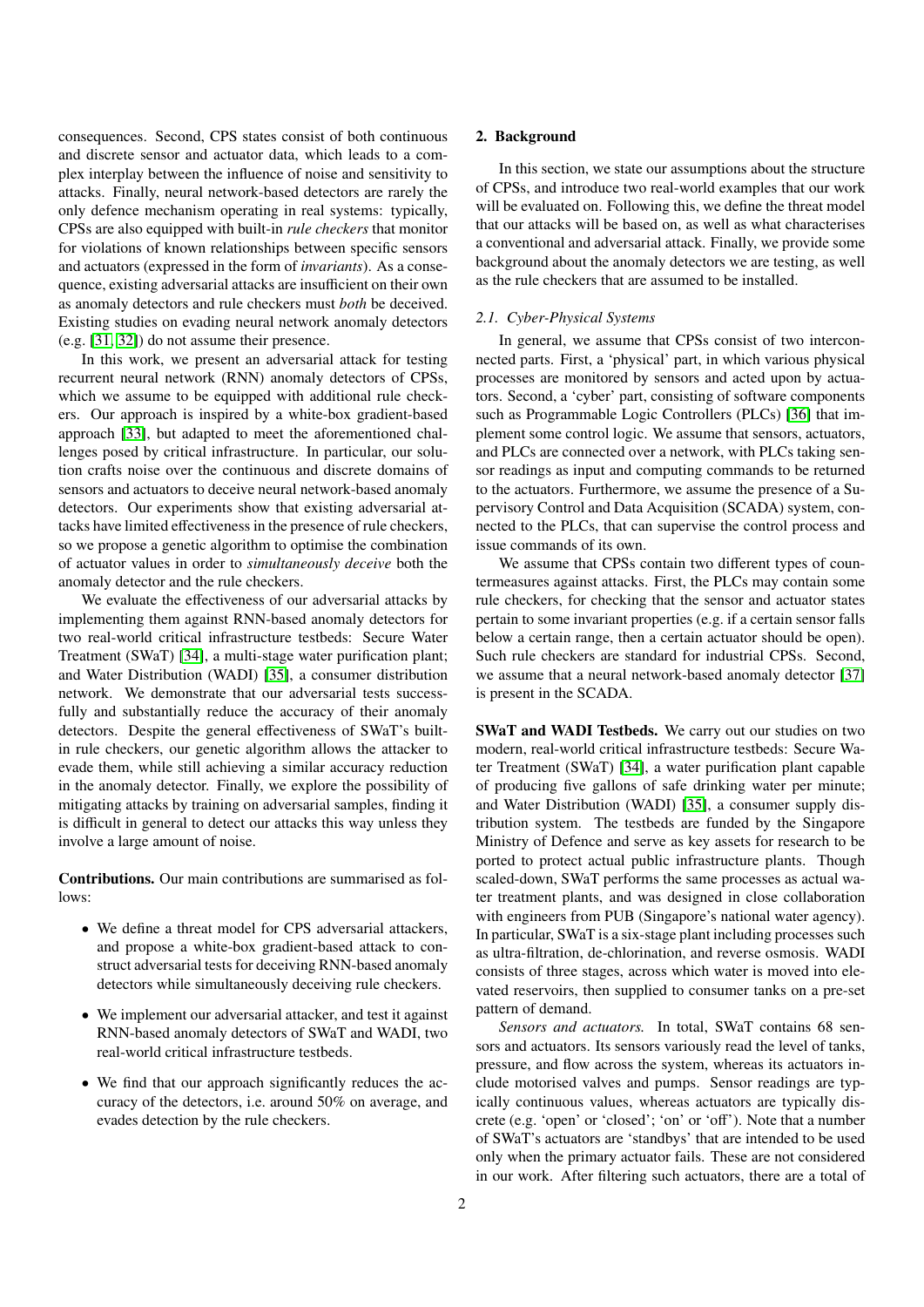consequences. Second, CPS states consist of both continuous and discrete sensor and actuator data, which leads to a complex interplay between the influence of noise and sensitivity to attacks. Finally, neural network-based detectors are rarely the only defence mechanism operating in real systems: typically, CPSs are also equipped with built-in *rule checkers* that monitor for violations of known relationships between specific sensors and actuators (expressed in the form of *invariants*). As a consequence, existing adversarial attacks are insufficient on their own as anomaly detectors and rule checkers must *both* be deceived. Existing studies on evading neural network anomaly detectors (e.g. [31, 32]) do not assume their presence.

In this work, we present an adversarial attack for testing recurrent neural network (RNN) anomaly detectors of CPSs, which we assume to be equipped with additional rule checkers. Our approach is inspired by a white-box gradient-based approach [33], but adapted to meet the aforementioned challenges posed by critical infrastructure. In particular, our solution crafts noise over the continuous and discrete domains of sensors and actuators to deceive neural network-based anomaly detectors. Our experiments show that existing adversarial attacks have limited effectiveness in the presence of rule checkers, so we propose a genetic algorithm to optimise the combination of actuator values in order to *simultaneously deceive* both the anomaly detector and the rule checkers.

We evaluate the effectiveness of our adversarial attacks by implementing them against RNN-based anomaly detectors for two real-world critical infrastructure testbeds: Secure Water Treatment (SWaT) [34], a multi-stage water purification plant; and Water Distribution (WADI) [35], a consumer distribution network. We demonstrate that our adversarial tests successfully and substantially reduce the accuracy of their anomaly detectors. Despite the general effectiveness of SWaT's built-in rule checkers, our genetic algorithm allows the attacker to evade them, while still achieving a similar accuracy reduction in the anomaly detector. Finally, we explore the possibility of mitigating attacks by training on adversarial samples, finding it is difficult in general to detect our attacks this way unless they involve a large amount of noise.

**Contributions.** Our main contributions are summarised as follows:

- We define a threat model for CPS adversarial attackers, and propose a white-box gradient-based attack to construct adversarial tests for deceiving RNN-based anomaly detectors while simultaneously deceiving rule checkers.
- We implement our adversarial attacker, and test it against RNN-based anomaly detectors of SWaT and WADI, two real-world critical infrastructure testbeds.
- We find that our approach significantly reduces the accuracy of the detectors, i.e. around 50% on average, and evades detection by the rule checkers.

## 2. Background

In this section, we state our assumptions about the structure of CPSs, and introduce two real-world examples that our work will be evaluated on. Following this, we define the threat model that our attacks will be based on, as well as what characterises a conventional and adversarial attack. Finally, we provide some background about the anomaly detectors we are testing, as well as the rule checkers that are assumed to be installed.

### 2.1. Cyber-Physical Systems

In general, we assume that CPSs consist of two interconnected parts. First, a 'physical' part, in which various physical processes are monitored by sensors and acted upon by actuators. Second, a 'cyber' part, consisting of software components such as Programmable Logic Controllers (PLCs) [36] that implement some control logic. We assume that sensors, actuators, and PLCs are connected over a network, with PLCs taking sensor readings as input and computing commands to be returned to the actuators. Furthermore, we assume the presence of a Supervisory Control and Data Acquisition (SCADA) system, connected to the PLCs, that can supervise the control process and issue commands of its own.

We assume that CPSs contain two different types of countermeasures against attacks. First, the PLCs may contain some rule checkers, for checking that the sensor and actuator states pertain to some invariant properties (e.g. if a certain sensor falls below a certain range, then a certain actuator should be open). Such rule checkers are standard for industrial CPSs. Second, we assume that a neural network-based anomaly detector [37] is present in the SCADA.

**SWaT and WADI Testbeds.** We carry out our studies on two modern, real-world critical infrastructure testbeds: Secure Water Treatment (SWaT) [34], a water purification plant capable of producing five gallons of safe drinking water per minute; and Water Distribution (WADI) [35], a consumer supply distribution system. The testbeds are funded by the Singapore Ministry of Defence and serve as key assets for research to be ported to protect actual public infrastructure plants. Though scaled-down, SWaT performs the same processes as actual water treatment plants, and was designed in close collaboration with engineers from PUB (Singapore's national water agency). In particular, SWaT is a six-stage plant including processes such as ultra-filtration, de-chlorination, and reverse osmosis. WADI consists of three stages, across which water is moved into elevated reservoirs, then supplied to consumer tanks on a pre-set pattern of demand.

*Sensors and actuators.* In total, SWaT contains 68 sensors and actuators. Its sensors variously read the level of tanks, pressure, and flow across the system, whereas its actuators include motorised valves and pumps. Sensor readings are typically continuous values, whereas actuators are typically discrete (e.g. 'open' or 'closed'; 'on' or 'off'). Note that a number of SWaT's actuators are 'standbys' that are intended to be used only when the primary actuator fails. These are not considered in our work. After filtering such actuators, there are a total of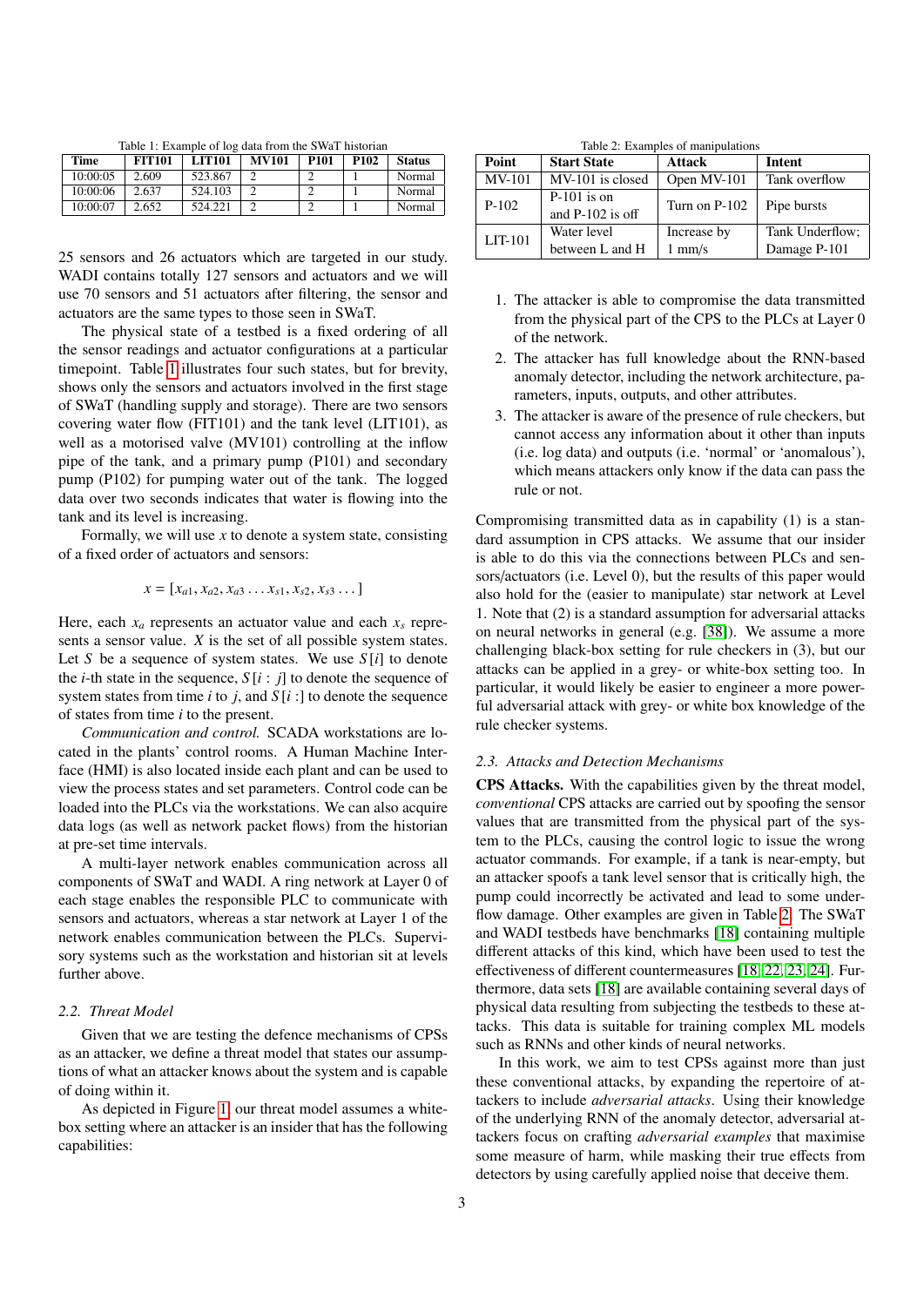Table 1: Example of log data from the SWaT historian

| Time | FIT101 | LIT101 | MV101 | P101 | P102 | Status |
|---|---|---|---|---|---|---|
| 10:00:05 | 2.609 | 523.867 | 2 | 2 | 1 | Normal |
| 10:00:06 | 2.637 | 524.103 | 2 | 2 | 1 | Normal |
| 10:00:07 | 2.652 | 524.221 | 2 | 2 | 1 | Normal |

25 sensors and 26 actuators which are targeted in our study. WADI contains totally 127 sensors and actuators and we will use 70 sensors and 51 actuators after filtering, the sensor and actuators are the same types to those seen in SWaT.

The physical state of a testbed is a fixed ordering of all the sensor readings and actuator configurations at a particular timepoint. Table 1 illustrates four such states, but for brevity, shows only the sensors and actuators involved in the first stage of SWaT (handling supply and storage). There are two sensors covering water flow (FIT101) and the tank level (LIT101), as well as a motorised valve (MV101) controlling at the inflow pipe of the tank, and a primary pump (P101) and secondary pump (P102) for pumping water out of the tank. The logged data over two seconds indicates that water is flowing into the tank and its level is increasing.

Formally, we will use $x$ to denote a system state, consisting of a fixed order of actuators and sensors:

$$x = [x_{a1}, x_{a2}, x_{a3} \dots x_{s1}, x_{s2}, x_{s3} \dots]$$

Here, each $x_a$ represents an actuator value and each $x_s$ represents a sensor value. $X$ is the set of all possible system states. Let $S$ be a sequence of system states. We use $S[i]$ to denote the $i$-th state in the sequence, $S[i : j]$ to denote the sequence of system states from time $i$ to $j$, and $S[i :]$ to denote the sequence of states from time $i$ to the present.

*Communication and control.* SCADA workstations are located in the plants' control rooms. A Human Machine Interface (HMI) is also located inside each plant and can be used to view the process states and set parameters. Control code can be loaded into the PLCs via the workstations. We can also acquire data logs (as well as network packet flows) from the historian at pre-set time intervals.

A multi-layer network enables communication across all components of SWaT and WADI. A ring network at Layer 0 of each stage enables the responsible PLC to communicate with sensors and actuators, whereas a star network at Layer 1 of the network enables communication between the PLCs. Supervisory systems such as the workstation and historian sit at levels further above.

### 2.2. Threat Model

Given that we are testing the defence mechanisms of CPSs as an attacker, we define a threat model that states our assumptions of what an attacker knows about the system and is capable of doing within it.

As depicted in Figure 1, our threat model assumes a white-box setting where an attacker is an insider that has the following capabilities:

Table 2: Examples of manipulations

| Point | Start State | Attack | Intent |
|---|---|---|---|
| MV-101 | MV-101 is closed | Open MV-101 | Tank overflow |
| P-102 | P-101 is on and P-102 is off | Turn on P-102 | Pipe bursts |
| LIT-101 | Water level between L and H | Increase by 1 mm/s | Tank Underflow; Damage P-101 |

1. The attacker is able to compromise the data transmitted from the physical part of the CPS to the PLCs at Layer 0 of the network.
2. The attacker has full knowledge about the RNN-based anomaly detector, including the network architecture, parameters, inputs, outputs, and other attributes.
3. The attacker is aware of the presence of rule checkers, but cannot access any information about it other than inputs (i.e. log data) and outputs (i.e. 'normal' or 'anomalous'), which means attackers only know if the data can pass the rule or not.

Compromising transmitted data as in capability (1) is a standard assumption in CPS attacks. We assume that our insider is able to do this via the connections between PLCs and sensors/actuators (i.e. Level 0), but the results of this paper would also hold for the (easier to manipulate) star network at Level 1. Note that (2) is a standard assumption for adversarial attacks on neural networks in general (e.g. [38]). We assume a more challenging black-box setting for rule checkers in (3), but our attacks can be applied in a grey- or white-box setting too. In particular, it would likely be easier to engineer a more powerful adversarial attack with grey- or white box knowledge of the rule checker systems.

### 2.3. Attacks and Detection Mechanisms

**CPS Attacks.** With the capabilities given by the threat model, *conventional* CPS attacks are carried out by spoofing the sensor values that are transmitted from the physical part of the system to the PLCs, causing the control logic to issue the wrong actuator commands. For example, if a tank is near-empty, but an attacker spoofs a tank level sensor that is critically high, the pump could incorrectly be activated and lead to some underflow damage. Other examples are given in Table 2. The SWaT and WADI testbeds have benchmarks [18] containing multiple different attacks of this kind, which have been used to test the effectiveness of different countermeasures [18, 22, 23, 24]. Furthermore, data sets [18] are available containing several days of physical data resulting from subjecting the testbeds to these attacks. This data is suitable for training complex ML models such as RNNs and other kinds of neural networks.

In this work, we aim to test CPSs against more than just these conventional attacks, by expanding the repertoire of attackers to include *adversarial attacks*. Using their knowledge of the underlying RNN of the anomaly detector, adversarial attackers focus on crafting *adversarial examples* that maximise some measure of harm, while masking their true effects from detectors by using carefully applied noise that deceive them.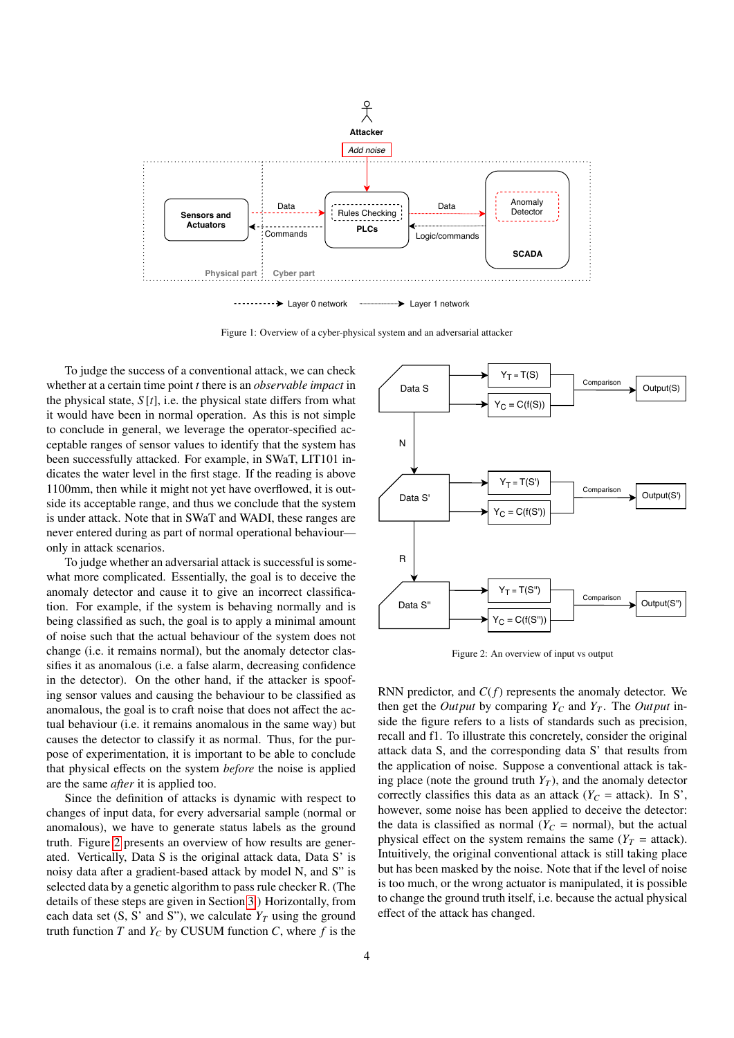Figure 1: Overview of a cyber-physical system and an adversarial attacker

To judge the success of a conventional attack, we can check whether at a certain time point *t* there is an *observable impact* in the physical state, $S[t]$, i.e. the physical state differs from what it would have been in normal operation. As this is not simple to conclude in general, we leverage the operator-specified acceptable ranges of sensor values to identify that the system has been successfully attacked. For example, in SWaT, LIT101 indicates the water level in the first stage. If the reading is above 1100mm, then while it might not yet have overflowed, it is outside its acceptable range, and thus we conclude that the system is under attack. Note that in SWaT and WADI, these ranges are never entered during as part of normal operational behaviour—only in attack scenarios.

To judge whether an adversarial attack is successful is somewhat more complicated. Essentially, the goal is to deceive the anomaly detector and cause it to give an incorrect classification. For example, if the system is behaving normally and is being classified as such, the goal is to apply a minimal amount of noise such that the actual behaviour of the system does not change (i.e. it remains normal), but the anomaly detector classifies it as anomalous (i.e. a false alarm, decreasing confidence in the detector). On the other hand, if the attacker is spoofing sensor values and causing the behaviour to be classified as anomalous, the goal is to craft noise that does not affect the actual behaviour (i.e. it remains anomalous in the same way) but causes the detector to classify it as normal. Thus, for the purpose of experimentation, it is important to be able to conclude that physical effects on the system *before* the noise is applied are the same *after* it is applied too.

Since the definition of attacks is dynamic with respect to changes of input data, for every adversarial sample (normal or anomalous), we have to generate status labels as the ground truth. Figure 2 presents an overview of how results are generated. Vertically, Data S is the original attack data, Data S' is noisy data after a gradient-based attack by model N, and S'' is selected data by a genetic algorithm to pass rule checker R. (The details of these steps are given in Section 3.) Horizontally, from each data set (S, S' and S''), we calculate $Y_T$ using the ground truth function $T$ and $Y_C$ by CUSUM function $C$, where $f$ is the RNN predictor, and $C(f)$ represents the anomaly detector. We then get the *Output* by comparing $Y_C$ and $Y_T$. The *Output* inside the figure refers to a lists of standards such as precision, recall and f1. To illustrate this concretely, consider the original attack data S, and the corresponding data S' that results from the application of noise. Suppose a conventional attack is taking place (note the ground truth $Y_T$), and the anomaly detector correctly classifies this data as an attack ($Y_C$ = attack). In S', however, some noise has been applied to deceive the detector: the data is classified as normal ($Y_C$ = normal), but the actual physical effect on the system remains the same ($Y_T$ = attack). Intuitively, the original conventional attack is still taking place but has been masked by the noise. Note that if the level of noise is too much, or the wrong actuator is manipulated, it is possible to change the ground truth itself, i.e. because the actual physical effect of the attack has changed.

Figure 2: An overview of input vs output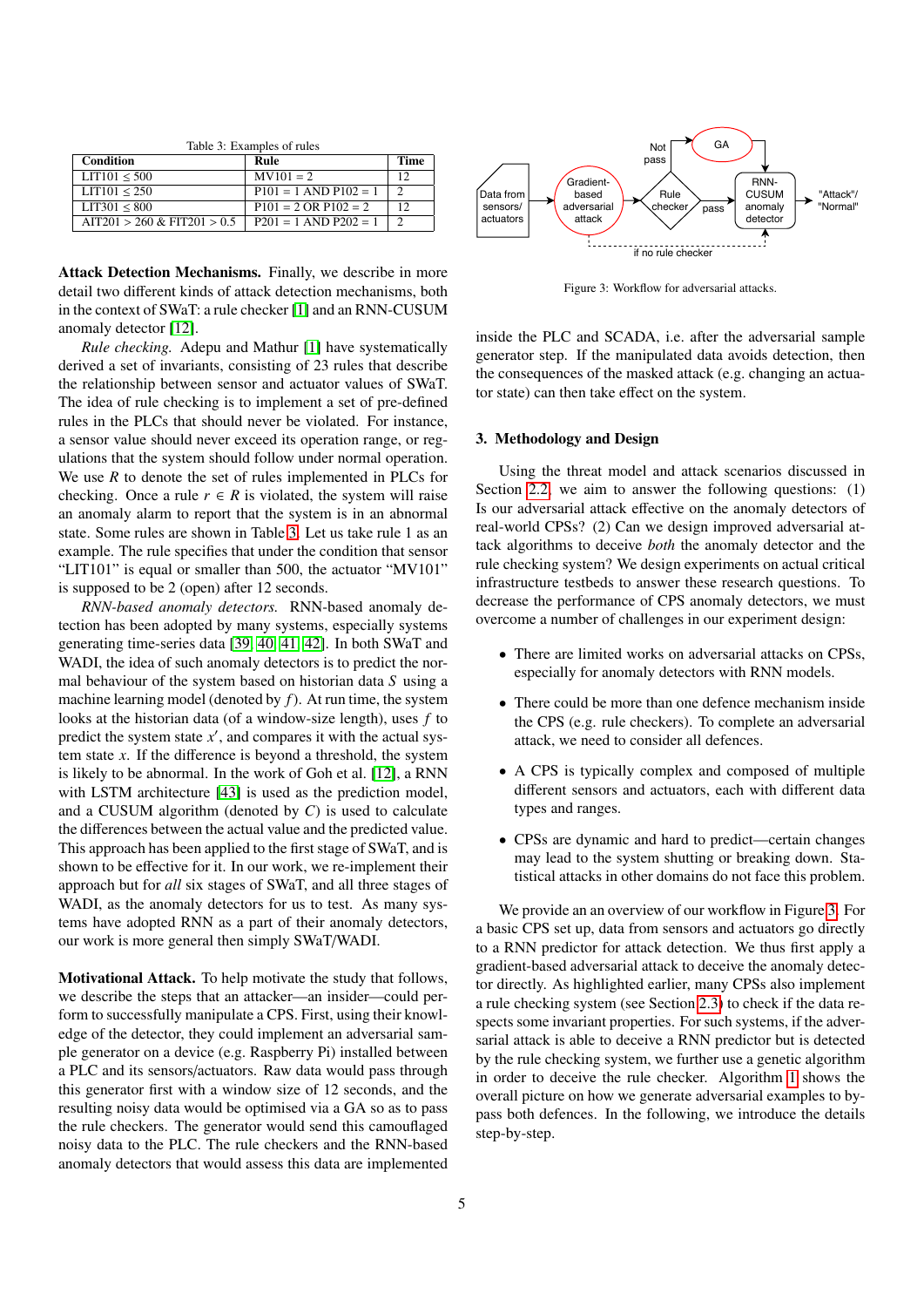Table 3: Examples of rules

| Condition | Rule | Time |
|---|---|---|
| LIT101 ≤ 500 | MV101 = 2 | 12 |
| LIT101 ≤ 250 | P101 = 1 AND P102 = 1 | 2 |
| LIT301 ≤ 800 | P101 = 2 OR P102 = 2 | 12 |
| AIT201 > 260 & FIT201 > 0.5 | P201 = 1 AND P202 = 1 | 2 |

**Attack Detection Mechanisms.** Finally, we describe in more detail two different kinds of attack detection mechanisms, both in the context of SWaT: a rule checker [1] and an RNN-CUSUM anomaly detector [12].

*Rule checking.* Adepu and Mathur [1] have systematically derived a set of invariants, consisting of 23 rules that describe the relationship between sensor and actuator values of SWaT. The idea of rule checking is to implement a set of pre-defined rules in the PLCs that should never be violated. For instance, a sensor value should never exceed its operation range, or regulations that the system should follow under normal operation. We use $R$ to denote the set of rules implemented in PLCs for checking. Once a rule $r \in R$ is violated, the system will raise an anomaly alarm to report that the system is in an abnormal state. Some rules are shown in Table 3. Let us take rule 1 as an example. The rule specifies that under the condition that sensor "LIT101" is equal or smaller than 500, the actuator "MV101" is supposed to be 2 (open) after 12 seconds.

*RNN-based anomaly detectors.* RNN-based anomaly detection has been adopted by many systems, especially systems generating time-series data [39, 40, 41, 42]. In both SWaT and WADI, the idea of such anomaly detectors is to predict the normal behaviour of the system based on historian data $S$ using a machine learning model (denoted by $f$). At run time, the system looks at the historian data (of a window-size length), uses $f$ to predict the system state $x'$, and compares it with the actual system state $x$. If the difference is beyond a threshold, the system is likely to be abnormal. In the work of Goh et al. [12], a RNN with LSTM architecture [43] is used as the prediction model, and a CUSUM algorithm (denoted by $C$) is used to calculate the differences between the actual value and the predicted value. This approach has been applied to the first stage of SWaT, and is shown to be effective for it. In our work, we re-implement their approach but for *all* six stages of SWaT, and all three stages of WADI, as the anomaly detectors for us to test. As many systems have adopted RNN as a part of their anomaly detectors, our work is more general then simply SWaT/WADI.

**Motivational Attack.** To help motivate the study that follows, we describe the steps that an attacker—an insider—could perform to successfully manipulate a CPS. First, using their knowledge of the detector, they could implement an adversarial sample generator on a device (e.g. Raspberry Pi) installed between a PLC and its sensors/actuators. Raw data would pass through this generator first with a window size of 12 seconds, and the resulting noisy data would be optimised via a GA so as to pass the rule checkers. The generator would send this camouflaged noisy data to the PLC. The rule checkers and the RNN-based anomaly detectors that would assess this data are implemented inside the PLC and SCADA, i.e. after the adversarial sample generator step. If the manipulated data avoids detection, then the consequences of the masked attack (e.g. changing an actuator state) can then take effect on the system.

Figure 3: Workflow for adversarial attacks.

## 3. Methodology and Design

Using the threat model and attack scenarios discussed in Section 2.2, we aim to answer the following questions: (1) Is our adversarial attack effective on the anomaly detectors of real-world CPSs? (2) Can we design improved adversarial attack algorithms to deceive *both* the anomaly detector and the rule checking system? We design experiments on actual critical infrastructure testbeds to answer these research questions. To decrease the performance of CPS anomaly detectors, we must overcome a number of challenges in our experiment design:

- There are limited works on adversarial attacks on CPSs, especially for anomaly detectors with RNN models.
- There could be more than one defence mechanism inside the CPS (e.g. rule checkers). To complete an adversarial attack, we need to consider all defences.
- A CPS is typically complex and composed of multiple different sensors and actuators, each with different data types and ranges.
- CPSs are dynamic and hard to predict—certain changes may lead to the system shutting or breaking down. Statistical attacks in other domains do not face this problem.

We provide an an overview of our workflow in Figure 3. For a basic CPS set up, data from sensors and actuators go directly to a RNN predictor for attack detection. We thus first apply a gradient-based adversarial attack to deceive the anomaly detector directly. As highlighted earlier, many CPSs also implement a rule checking system (see Section 2.3) to check if the data respects some invariant properties. For such systems, if the adversarial attack is able to deceive a RNN predictor but is detected by the rule checking system, we further use a genetic algorithm in order to deceive the rule checker. Algorithm 1 shows the overall picture on how we generate adversarial examples to bypass both defences. In the following, we introduce the details step-by-step.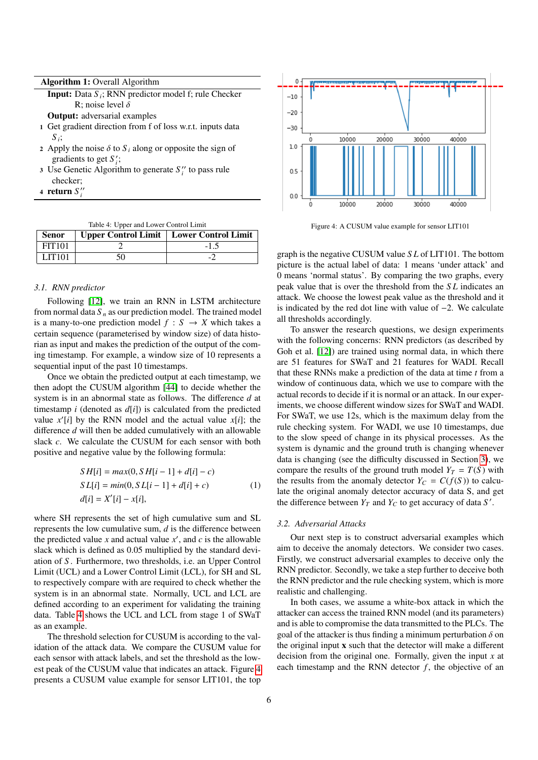**Algorithm 1:** Overall Algorithm

**Input:** Data $S_i$; RNN predictor model f; rule Checker R; noise level $\delta$

**Output:** adversarial examples

1. Get gradient direction from f of loss w.r.t. inputs data $S_i$;
2. Apply the noise $\delta$ to $S_i$ along or opposite the sign of gradients to get $S_i'$;
3. Use Genetic Algorithm to generate $S_i''$ to pass rule checker;
4. **return** $S_i''$

Table 4: Upper and Lower Control Limit

| Senor | Upper Control Limit | Lower Control Limit |
|---|---|---|
| FIT101 | 2 | -1.5 |
| LIT101 | 50 | -2 |

### 3.1. RNN predictor

Following [12], we train an RNN in LSTM architecture from normal data $S_n$ as our prediction model. The trained model is a many-to-one prediction model $f : S \rightarrow X$ which takes a certain sequence (parameterised by window size) of data historian as input and makes the prediction of the output of the coming timestamp. For example, a window size of 10 represents a sequential input of the past 10 timestamps.

Once we obtain the predicted output at each timestamp, we then adopt the CUSUM algorithm [44] to decide whether the system is in an abnormal state as follows. The difference $d$ at timestamp $i$ (denoted as $d[i]$) is calculated from the predicted value $x'[i]$ by the RNN model and the actual value $x[i]$; the difference $d$ will then be added cumulatively with an allowable slack $c$. We calculate the CUSUM for each sensor with both positive and negative value by the following formula:

$$
\begin{aligned}
SH[i] &= max(0, SH[i-1] + d[i] - c) \\
SL[i] &= min(0, SL[i-1] + d[i] + c) \\
d[i] &= X'[i] - x[i],
\end{aligned}
\tag{1}
$$

where SH represents the set of high cumulative sum and SL represents the low cumulative sum, $d$ is the difference between the predicted value $x$ and actual value $x'$, and $c$ is the allowable slack which is defined as 0.05 multiplied by the standard deviation of $S$. Furthermore, two thresholds, i.e. an Upper Control Limit (UCL) and a Lower Control Limit (LCL), for SH and SL to respectively compare with are required to check whether the system is in an abnormal state. Normally, UCL and LCL are defined according to an experiment for validating the training data. Table 4 shows the UCL and LCL from stage 1 of SWaT as an example.

The threshold selection for CUSUM is according to the validation of the attack data. We compare the CUSUM value for each sensor with attack labels, and set the threshold as the lowest peak of the CUSUM value that indicates an attack. Figure 4 presents a CUSUM value example for sensor LIT101, the top graph is the negative CUSUM value $SL$ of LIT101. The bottom picture is the actual label of data: 1 means 'under attack' and 0 means 'normal status'. By comparing the two graphs, every peak value that is over the threshold from the $SL$ indicates an attack. We choose the lowest peak value as the threshold and it is indicated by the red dot line with value of $-2$. We calculate all thresholds accordingly.

Figure 4: A CUSUM value example for sensor LIT101

To answer the research questions, we design experiments with the following concerns: RNN predictors (as described by Goh et al. [12]) are trained using normal data, in which there are 51 features for SWaT and 21 features for WADI. Recall that these RNNs make a prediction of the data at time $t$ from a window of continuous data, which we use to compare with the actual records to decide if it is normal or an attack. In our experiments, we choose different window sizes for SWaT and WADI. For SWaT, we use 12s, which is the maximum delay from the rule checking system. For WADI, we use 10 timestamps, due to the slow speed of change in its physical processes. As the system is dynamic and the ground truth is changing whenever data is changing (see the difficulty discussed in Section 3), we compare the results of the ground truth model $Y_T = T(S)$ with the results from the anomaly detector $Y_C = C(f(S))$ to calculate the original anomaly detector accuracy of data S, and get the difference between $Y_T$ and $Y_C$ to get accuracy of data $S'$.

### 3.2. Adversarial Attacks

Our next step is to construct adversarial examples which aim to deceive the anomaly detectors. We consider two cases. Firstly, we construct adversarial examples to deceive only the RNN predictor. Secondly, we take a step further to deceive both the RNN predictor and the rule checking system, which is more realistic and challenging.

In both cases, we assume a white-box attack in which the attacker can access the trained RNN model (and its parameters) and is able to compromise the data transmitted to the PLCs. The goal of the attacker is thus finding a minimum perturbation $\delta$ on the original input $\mathbf{x}$ such that the detector will make a different decision from the original one. Formally, given the input $x$ at each timestamp and the RNN detector $f$, the objective of an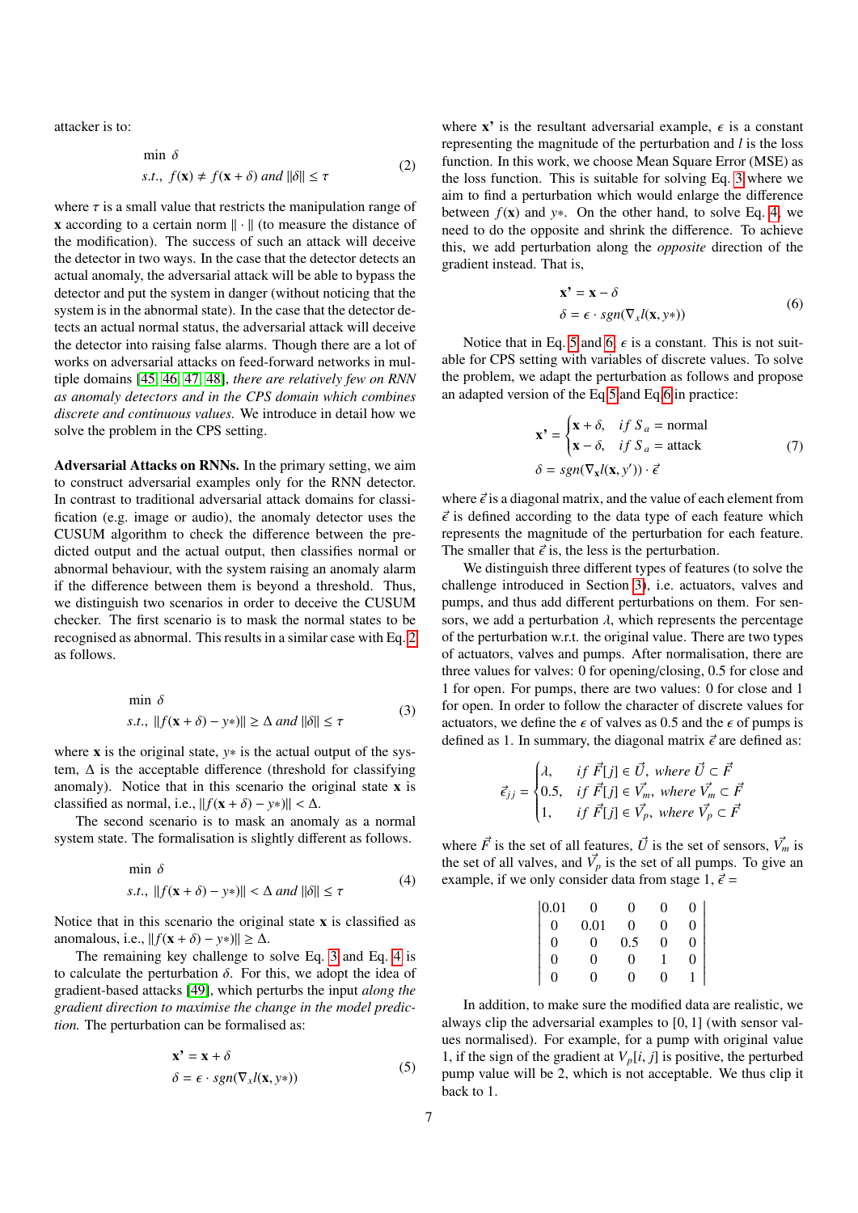attacker is to:

$$
\begin{aligned}
& \min \ \delta \\
& s.t., \ f(\mathbf{x}) \neq f(\mathbf{x}+\delta) \ and \ \|\delta\| \leq \tau
\end{aligned} \tag{2}
$$

where $\tau$ is a small value that restricts the manipulation range of $\mathbf{x}$ according to a certain norm $\|\cdot\|$ (to measure the distance of the modification). The success of such an attack will deceive the detector in two ways. In the case that the detector detects an actual anomaly, the adversarial attack will be able to bypass the detector and put the system in danger (without noticing that the system is in the abnormal state). In the case that the detector detects an actual normal status, the adversarial attack will deceive the detector into raising false alarms. Though there are a lot of works on adversarial attacks on feed-forward networks in multiple domains [45, 46, 47, 48], *there are relatively few on RNN as anomaly detectors and in the CPS domain which combines discrete and continuous values.* We introduce in detail how we solve the problem in the CPS setting.

**Adversarial Attacks on RNNs.** In the primary setting, we aim to construct adversarial examples only for the RNN detector. In contrast to traditional adversarial attack domains for classification (e.g. image or audio), the anomaly detector uses the CUSUM algorithm to check the difference between the predicted output and the actual output, then classifies normal or abnormal behaviour, with the system raising an anomaly alarm if the difference between them is beyond a threshold. Thus, we distinguish two scenarios in order to deceive the CUSUM checker. The first scenario is to mask the normal states to be recognised as abnormal. This results in a similar case with Eq. 2 as follows.

$$
\begin{aligned}
& \min \ \delta \\
& s.t., \ \|f(\mathbf{x}+\delta) - y*\| \geq \Delta \ and \ \|\delta\| \leq \tau
\end{aligned} \tag{3}
$$

where $\mathbf{x}$ is the original state, $y*$ is the actual output of the system, $\Delta$ is the acceptable difference (threshold for classifying anomaly). Notice that in this scenario the original state $\mathbf{x}$ is classified as normal, i.e., $\|f(\mathbf{x}+\delta) - y*\| < \Delta$.

The second scenario is to mask an anomaly as a normal system state. The formalisation is slightly different as follows.

$$
\begin{aligned}
& \min \ \delta \\
& s.t., \ \|f(\mathbf{x}+\delta) - y*\| < \Delta \ and \ \|\delta\| \leq \tau
\end{aligned} \tag{4}
$$

Notice that in this scenario the original state $\mathbf{x}$ is classified as anomalous, i.e., $\|f(\mathbf{x}+\delta) - y*\| \geq \Delta$.

The remaining key challenge to solve Eq. 3 and Eq. 4 is to calculate the perturbation $\delta$. For this, we adopt the idea of gradient-based attacks [49], which perturbs the input *along the gradient direction to maximise the change in the model prediction.* The perturbation can be formalised as:

$$
\begin{aligned}
& \mathbf{x'} = \mathbf{x} + \delta \\
& \delta = \epsilon \cdot sgn(\nabla_x l(\mathbf{x}, y*))
\end{aligned} \tag{5}
$$

where $\mathbf{x'}$ is the resultant adversarial example, $\epsilon$ is a constant representing the magnitude of the perturbation and $l$ is the loss function. In this work, we choose Mean Square Error (MSE) as the loss function. This is suitable for solving Eq. 3 where we aim to find a perturbation which would enlarge the difference between $f(\mathbf{x})$ and $y*$. On the other hand, to solve Eq. 4, we need to do the opposite and shrink the difference. To achieve this, we add perturbation along the *opposite* direction of the gradient instead. That is,

$$
\begin{aligned}
& \mathbf{x'} = \mathbf{x} - \delta \\
& \delta = \epsilon \cdot sgn(\nabla_x l(\mathbf{x}, y*))
\end{aligned} \tag{6}
$$

Notice that in Eq. 5 and 6, $\epsilon$ is a constant. This is not suitable for CPS setting with variables of discrete values. To solve the problem, we adapt the perturbation as follows and propose an adapted version of the Eq. 5 and Eq. 6 in practice:

$$
\begin{aligned}
& \mathbf{x'} = \begin{cases} \mathbf{x} + \delta, & if \ S_a = \text{normal} \\ \mathbf{x} - \delta, & if \ S_a = \text{attack} \end{cases} \\
& \delta = sgn(\nabla_{\mathbf{x}} l(\mathbf{x}, y')) \cdot \vec{\epsilon}
\end{aligned} \tag{7}
$$

where $\vec{\epsilon}$ is a diagonal matrix, and the value of each element from $\vec{\epsilon}$ is defined according to the data type of each feature which represents the magnitude of the perturbation for each feature. The smaller that $\vec{\epsilon}$ is, the less is the perturbation.

We distinguish three different types of features (to solve the challenge introduced in Section 3), i.e. actuators, valves and pumps, and thus add different perturbations on them. For sensors, we add a perturbation $\lambda$, which represents the percentage of the perturbation w.r.t. the original value. There are two types of actuators, valves and pumps. After normalisation, there are three values for valves: 0 for opening/closing, 0.5 for close and 1 for open. For pumps, there are two values: 0 for close and 1 for open. In order to follow the character of discrete values for actuators, we define the $\epsilon$ of valves as 0.5 and the $\epsilon$ of pumps is defined as 1. In summary, the diagonal matrix $\vec{\epsilon}$ are defined as:

$$
\vec{\epsilon}_{jj} = \begin{cases} \lambda, & if \ \vec{F}[j] \in \vec{U}, \ where \ \vec{U} \subset \vec{F} \\ 0.5, & if \ \vec{F}[j] \in \vec{V_m}, \ where \ \vec{V_m} \subset \vec{F} \\ 1, & if \ \vec{F}[j] \in \vec{V_p}, \ where \ \vec{V_p} \subset \vec{F} \end{cases}
$$

where $\vec{F}$ is the set of all features, $\vec{U}$ is the set of sensors, $\vec{V_m}$ is the set of all valves, and $\vec{V_p}$ is the set of all pumps. To give an example, if we only consider data from stage 1, $\vec{\epsilon}$ =

$$
\begin{vmatrix}
0.01 & 0 & 0 & 0 & 0 \\
0 & 0.01 & 0 & 0 & 0 \\
0 & 0 & 0.5 & 0 & 0 \\
0 & 0 & 0 & 1 & 0 \\
0 & 0 & 0 & 0 & 1
\end{vmatrix}
$$

In addition, to make sure the modified data are realistic, we always clip the adversarial examples to $[0, 1]$ (with sensor values normalised). For example, for a pump with original value 1, if the sign of the gradient at $V_p[i, j]$ is positive, the perturbed pump value will be 2, which is not acceptable. We thus clip it back to 1.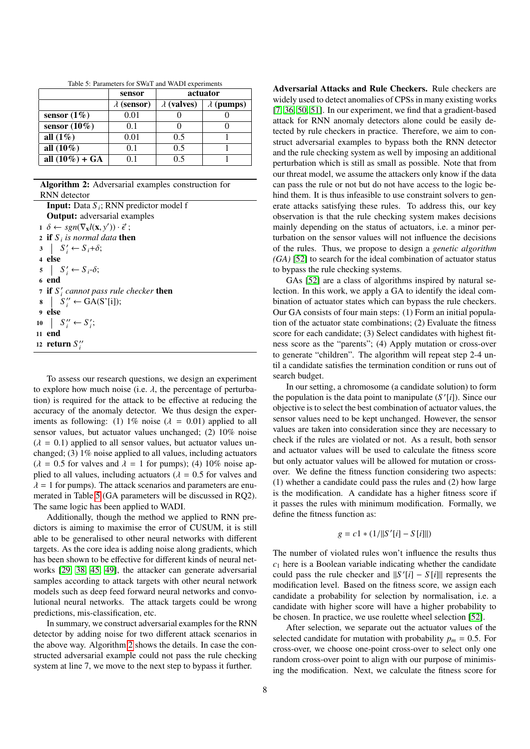Table 5: Parameters for SWaT and WADI experiments

| | sensor | actuator | |
|---|---|---|---|
| | $\lambda$ (sensor) | $\lambda$ (valves) | $\lambda$ (pumps) |
| **sensor (1%)** | 0.01 | 0 | 0 |
| **sensor (10%)** | 0.1 | 0 | 0 |
| **all (1%)** | 0.01 | 0.5 | 1 |
| **all (10%)** | 0.1 | 0.5 | 1 |
| **all (10%) + GA** | 0.1 | 0.5 | 1 |

**Algorithm 2:** Adversarial examples construction for RNN detector

```
Input: Data S_i; RNN predictor model f
Output: adversarial examples
1  δ ← sgn(∇_x l(x, y')) · e⃗ ;
2  if S_i is normal data then
3  |  S'_i ← S_i+δ;
4  else
5  |  S'_i ← S_i-δ;
6  end
7  if S'_i cannot pass rule checker then
8  |  S''_i ← GA(S'[i]);
9  else
10 |  S''_i ← S'_i;
11 end
12 return S''_i
```

To assess our research questions, we design an experiment to explore how much noise (i.e. $\lambda$, the percentage of perturbation) is required for the attack to be effective at reducing the accuracy of the anomaly detector. We thus design the experiments as following: (1) 1% noise ($\lambda = 0.01$) applied to all sensor values, but actuator values unchanged; (2) 10% noise ($\lambda = 0.1$) applied to all sensor values, but actuator values unchanged; (3) 1% noise applied to all values, including actuators ($\lambda = 0.5$ for valves and $\lambda = 1$ for pumps); (4) 10% noise applied to all values, including actuators ($\lambda = 0.5$ for valves and $\lambda = 1$ for pumps). The attack scenarios and parameters are enumerated in Table 5 (GA parameters will be discussed in RQ2). The same logic has been applied to WADI.

Additionally, though the method we applied to RNN predictors is aiming to maximise the error of CUSUM, it is still able to be generalised to other neural networks with different targets. As the core idea is adding noise along gradients, which has been shown to be effective for different kinds of neural networks [29, 38, 45, 49], the attacker can generate adversarial samples according to attack targets with other neural network models such as deep feed forward neural networks and convolutional neural networks. The attack targets could be wrong predictions, mis-classification, etc.

In summary, we construct adversarial examples for the RNN detector by adding noise for two different attack scenarios in the above way. Algorithm 2 shows the details. In case the constructed adversarial example could not pass the rule checking system at line 7, we move to the next step to bypass it further.

**Adversarial Attacks and Rule Checkers.** Rule checkers are widely used to detect anomalies of CPSs in many existing works [7, 36, 50, 51]. In our experiment, we find that a gradient-based attack for RNN anomaly detectors alone could be easily detected by rule checkers in practice. Therefore, we aim to construct adversarial examples to bypass both the RNN detector and the rule checking system as well by imposing an additional perturbation which is still as small as possible. Note that from our threat model, we assume the attackers only know if the data can pass the rule or not but do not have access to the logic behind them. It is thus infeasible to use constraint solvers to generate attacks satisfying these rules. To address this, our key observation is that the rule checking system makes decisions mainly depending on the status of actuators, i.e. a minor perturbation on the sensor values will not influence the decisions of the rules. Thus, we propose to design a *genetic algorithm (GA)* [52] to search for the ideal combination of actuator status to bypass the rule checking systems.

GAs [52] are a class of algorithms inspired by natural selection. In this work, we apply a GA to identify the ideal combination of actuator states which can bypass the rule checkers. Our GA consists of four main steps: (1) Form an initial population of the actuator state combinations; (2) Evaluate the fitness score for each candidate; (3) Select candidates with highest fitness score as the "parents"; (4) Apply mutation or cross-over to generate "children". The algorithm will repeat step 2-4 until a candidate satisfies the termination condition or runs out of search budget.

In our setting, a chromosome (a candidate solution) to form the population is the data point to manipulate ($S'[i]$). Since our objective is to select the best combination of actuator values, the sensor values need to be kept unchanged. However, the sensor values are taken into consideration since they are necessary to check if the rules are violated or not. As a result, both sensor and actuator values will be used to calculate the fitness score but only actuator values will be allowed for mutation or cross-over. We define the fitness function considering two aspects: (1) whether a candidate could pass the rules and (2) how large is the modification. A candidate has a higher fitness score if it passes the rules with minimum modification. Formally, we define the fitness function as:

$$g = c1 * (1/\|S'[i] - S[i]\|)$$

The number of violated rules won't influence the results thus $c_1$ here is a Boolean variable indicating whether the candidate could pass the rule checker and $\|S'[i] - S[i]\|$ represents the modification level. Based on the fitness score, we assign each candidate a probability for selection by normalisation, i.e. a candidate with higher score will have a higher probability to be chosen. In practice, we use roulette wheel selection [52].

After selection, we separate out the actuator values of the selected candidate for mutation with probability $p_m = 0.5$. For cross-over, we choose one-point cross-over to select only one random cross-over point to align with our purpose of minimising the modification. Next, we calculate the fitness score for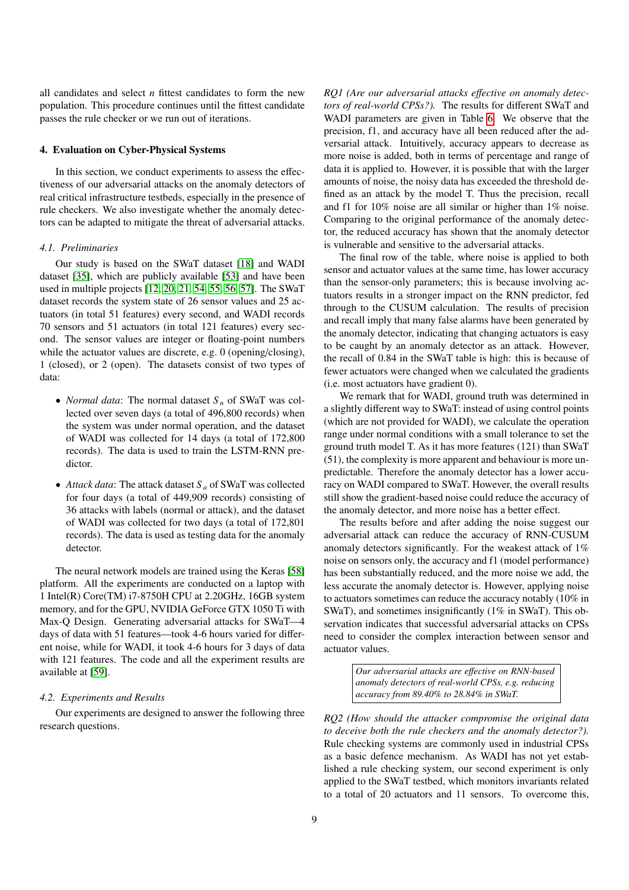all candidates and select *n* fittest candidates to form the new population. This procedure continues until the fittest candidate passes the rule checker or we run out of iterations.

## 4. Evaluation on Cyber-Physical Systems

In this section, we conduct experiments to assess the effectiveness of our adversarial attacks on the anomaly detectors of real critical infrastructure testbeds, especially in the presence of rule checkers. We also investigate whether the anomaly detectors can be adapted to mitigate the threat of adversarial attacks.

### 4.1. Preliminaries

Our study is based on the SWaT dataset [18] and WADI dataset [35], which are publicly available [53] and have been used in multiple projects [12, 20, 21, 54, 55, 56, 57]. The SWaT dataset records the system state of 26 sensor values and 25 actuators (in total 51 features) every second, and WADI records 70 sensors and 51 actuators (in total 121 features) every second. The sensor values are integer or floating-point numbers while the actuator values are discrete, e.g. 0 (opening/closing), 1 (closed), or 2 (open). The datasets consist of two types of data:

- *Normal data*: The normal dataset $S_n$ of SWaT was collected over seven days (a total of 496,800 records) when the system was under normal operation, and the dataset of WADI was collected for 14 days (a total of 172,800 records). The data is used to train the LSTM-RNN predictor.
- *Attack data*: The attack dataset $S_a$ of SWaT was collected for four days (a total of 449,909 records) consisting of 36 attacks with labels (normal or attack), and the dataset of WADI was collected for two days (a total of 172,801 records). The data is used as testing data for the anomaly detector.

The neural network models are trained using the Keras [58] platform. All the experiments are conducted on a laptop with 1 Intel(R) Core(TM) i7-8750H CPU at 2.20GHz, 16GB system memory, and for the GPU, NVIDIA GeForce GTX 1050 Ti with Max-Q Design. Generating adversarial attacks for SWaT—4 days of data with 51 features—took 4-6 hours varied for different noise, while for WADI, it took 4-6 hours for 3 days of data with 121 features. The code and all the experiment results are available at [59].

### 4.2. Experiments and Results

Our experiments are designed to answer the following three research questions.

*RQ1 (Are our adversarial attacks effective on anomaly detectors of real-world CPSs?).* The results for different SWaT and WADI parameters are given in Table 6. We observe that the precision, f1, and accuracy have all been reduced after the adversarial attack. Intuitively, accuracy appears to decrease as more noise is added, both in terms of percentage and range of data it is applied to. However, it is possible that with the larger amounts of noise, the noisy data has exceeded the threshold defined as an attack by the model T. Thus the precision, recall and f1 for 10% noise are all similar or higher than 1% noise. Comparing to the original performance of the anomaly detector, the reduced accuracy has shown that the anomaly detector is vulnerable and sensitive to the adversarial attacks.

The final row of the table, where noise is applied to both sensor and actuator values at the same time, has lower accuracy than the sensor-only parameters; this is because involving actuators results in a stronger impact on the RNN predictor, fed through to the CUSUM calculation. The results of precision and recall imply that many false alarms have been generated by the anomaly detector, indicating that changing actuators is easy to be caught by an anomaly detector as an attack. However, the recall of 0.84 in the SWaT table is high: this is because of fewer actuators were changed when we calculated the gradients (i.e. most actuators have gradient 0).

We remark that for WADI, ground truth was determined in a slightly different way to SWaT: instead of using control points (which are not provided for WADI), we calculate the operation range under normal conditions with a small tolerance to set the ground truth model T. As it has more features (121) than SWaT (51), the complexity is more apparent and behaviour is more unpredictable. Therefore the anomaly detector has a lower accuracy on WADI compared to SWaT. However, the overall results still show the gradient-based noise could reduce the accuracy of the anomaly detector, and more noise has a better effect.

The results before and after adding the noise suggest our adversarial attack can reduce the accuracy of RNN-CUSUM anomaly detectors significantly. For the weakest attack of 1% noise on sensors only, the accuracy and f1 (model performance) has been substantially reduced, and the more noise we add, the less accurate the anomaly detector is. However, applying noise to actuators sometimes can reduce the accuracy notably (10% in SWaT), and sometimes insignificantly (1% in SWaT). This observation indicates that successful adversarial attacks on CPSs need to consider the complex interaction between sensor and actuator values.

> *Our adversarial attacks are effective on RNN-based anomaly detectors of real-world CPSs, e.g. reducing accuracy from 89.40% to 28.84% in SWaT.*

*RQ2 (How should the attacker compromise the original data to deceive both the rule checkers and the anomaly detector?).* Rule checking systems are commonly used in industrial CPSs as a basic defence mechanism. As WADI has not yet established a rule checking system, our second experiment is only applied to the SWaT testbed, which monitors invariants related to a total of 20 actuators and 11 sensors. To overcome this,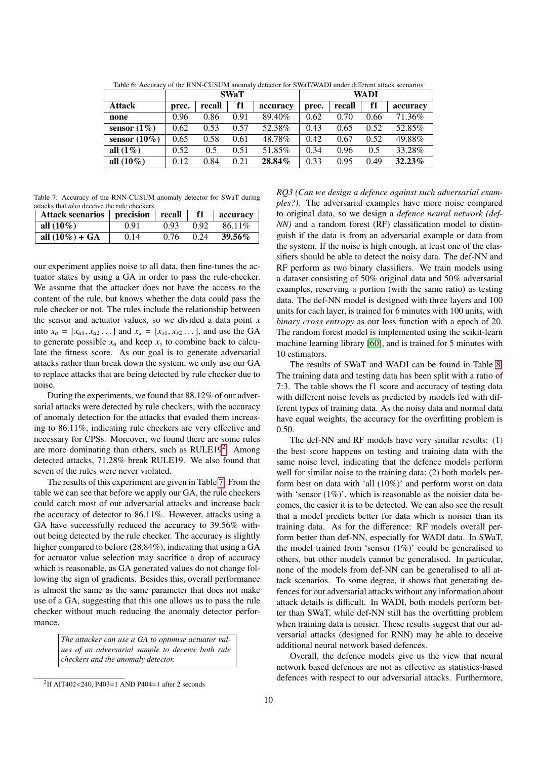Table 6: Accuracy of the RNN-CUSUM anomaly detector for SWaT/WADI under different attack scenarios

| | SWaT | | | | WADI | | | |
|---|---|---|---|---|---|---|---|---|
| **Attack** | **prec.** | **recall** | **f1** | **accuracy** | **prec.** | **recall** | **f1** | **accuracy** |
| **none** | 0.96 | 0.86 | 0.91 | 89.40% | 0.62 | 0.70 | 0.66 | 71.36% |
| **sensor (1%)** | 0.62 | 0.53 | 0.57 | 52.38% | 0.43 | 0.65 | 0.52 | 52.85% |
| **sensor (10%)** | 0.65 | 0.58 | 0.61 | 48.78% | 0.42 | 0.67 | 0.52 | 49.88% |
| **all (1%)** | 0.52 | 0.5 | 0.51 | 51.85% | 0.34 | 0.96 | 0.5 | 33.28% |
| **all (10%)** | 0.12 | 0.84 | 0.21 | **28.84%** | 0.33 | 0.95 | 0.49 | **32.23%** |

Table 7: Accuracy of the RNN-CUSUM anomaly detector for SWaT during attacks that *also* deceive the rule checkers

| Attack scenarios | precision | recall | f1 | accuracy |
|---|---|---|---|---|
| **all (10%)** | 0.91 | 0.93 | 0.92 | 86.11% |
| **all (10%) + GA** | 0.14 | 0.76 | 0.24 | **39.56%** |

our experiment applies noise to all data, then fine-tunes the actuator states by using a GA in order to pass the rule-checker. We assume that the attacker does not have the access to the content of the rule, but knows whether the data could pass the rule checker or not. The rules include the relationship between the sensor and actuator values, so we divided a data point $x$ into $x_a = [x_{a1}, x_{a2} \dots]$ and $x_s = [x_{s1}, x_{s2} \dots]$, and use the GA to generate possible $x_a$ and keep $x_s$ to combine back to calculate the fitness score. As our goal is to generate adversarial attacks rather than break down the system, we only use our GA to replace attacks that are being detected by rule checker due to noise.

During the experiments, we found that 88.12% of our adversarial attacks were detected by rule checkers, with the accuracy of anomaly detection for the attacks that evaded them increasing to 86.11%, indicating rule checkers are very effective and necessary for CPSs. Moreover, we found there are some rules are more dominating than others, such as RULE19[2]. Among detected attacks, 71.28% break RULE19. We also found that seven of the rules were never violated.

The results of this experiment are given in Table 7. From the table we can see that before we apply our GA, the rule checkers could catch most of our adversarial attacks and increase back the accuracy of detector to 86.11%. However, attacks using a GA have successfully reduced the accuracy to 39.56% without being detected by the rule checker. The accuracy is slightly higher compared to before (28.84%), indicating that using a GA for actuator value selection may sacrifice a drop of accuracy which is reasonable, as GA generated values do not change following the sign of gradients. Besides this, overall performance is almost the same as the same parameter that does not make use of a GA, suggesting that this one allows us to pass the rule checker without much reducing the anomaly detector performance.

> *The attacker can use a GA to optimise actuator values of an adversarial sample to deceive both rule checkers and the anomaly detector.*

[2] If AIT402<240, P403=1 AND P404=1 after 2 seconds

*RQ3 (Can we design a defence against such adversarial examples?).* The adversarial examples have more noise compared to original data, so we design a *defence neural network (def-NN)* and a random forest (RF) classification model to distinguish if the data is from an adversarial example or data from the system. If the noise is high enough, at least one of the classifiers should be able to detect the noisy data. The def-NN and RF perform as two binary classifiers. We train models using a dataset consisting of 50% original data and 50% adversarial examples, reserving a portion (with the same ratio) as testing data. The def-NN model is designed with three layers and 100 units for each layer, is trained for 6 minutes with 100 units, with *binary cross entropy* as our loss function with a epoch of 20. The random forest model is implemented using the scikit-learn machine learning library [60], and is trained for 5 minutes with 10 estimators.

The results of SWaT and WADI can be found in Table 8. The training data and testing data has been split with a ratio of 7:3. The table shows the f1 score and accuracy of testing data with different noise levels as predicted by models fed with different types of training data. As the noisy data and normal data have equal weights, the accuracy for the overfitting problem is 0.50.

The def-NN and RF models have very similar results: (1) the best score happens on testing and training data with the same noise level, indicating that the defence models perform well for similar noise to the training data; (2) both models perform best on data with 'all (10%)' and perform worst on data with 'sensor (1%)', which is reasonable as the noisier data becomes, the easier it is to be detected. We can also see the result that a model predicts better for data which is noisier than its training data. As for the difference: RF models overall perform better than def-NN, especially for WADI data. In SWaT, the model trained from 'sensor (1%)' could be generalised to others, but other models cannot be generalised. In particular, none of the models from def-NN can be generalised to all attack scenarios. To some degree, it shows that generating defences for our adversarial attacks without any information about attack details is difficult. In WADI, both models perform better than SWaT, while def-NN still has the overfitting problem when training data is noisier. These results suggest that our adversarial attacks (designed for RNN) may be able to deceive additional neural network based defences.

Overall, the defence models give us the view that neural network based defences are not as effective as statistics-based defences with respect to our adversarial attacks. Furthermore,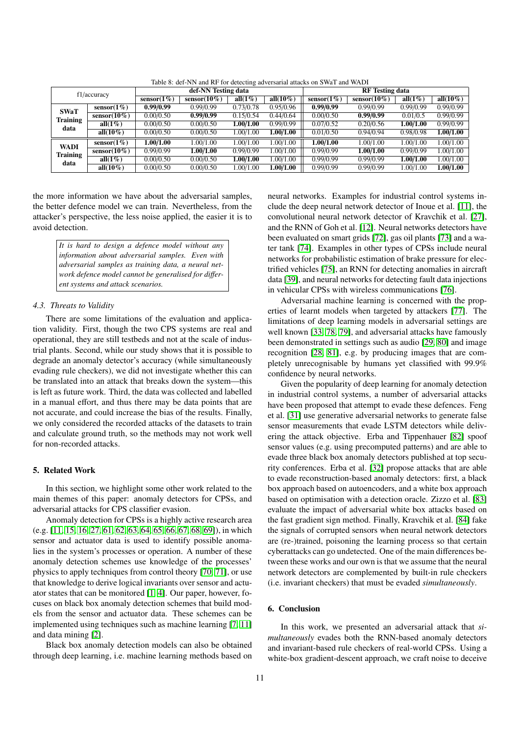Table 8: def-NN and RF for detecting adversarial attacks on SWaT and WADI

| f1/accuracy | | def-NN Testing data | | | | RF Testing data | | | |
|---|---|---|---|---|---|---|---|---|---|
| | | sensor(1%) | sensor(10%) | all(1%) | all(10%) | sensor(1%) | sensor(10%) | all(1%) | all(10%) |
| SWaT Training data | sensor(1%) | **0.99/0.99** | 0.99/0.99 | 0.73/0.78 | 0.95/0.96 | **0.99/0.99** | 0.99/0.99 | 0.99/0.99 | 0.99/0.99 |
| | sensor(10%) | 0.00/0.50 | **0.99/0.99** | 0.15/0.54 | 0.44/0.64 | 0.00/0.50 | **0.99/0.99** | 0.01/0.5 | 0.99/0.99 |
| | all(1%) | 0.00/0.50 | 0.00/0.50 | **1.00/1.00** | 0.99/0.99 | 0.07/0.52 | 0.20/0.56 | **1.00/1.00** | 0.99/0.99 |
| | all(10%) | 0.00/0.50 | 0.00/0.50 | 1.00/1.00 | **1.00/1.00** | 0.01/0.50 | 0.94/0.94 | 0.98/0.98 | **1.00/1.00** |
| WADI Training data | sensor(1%) | **1.00/1.00** | 1.00/1.00 | 1.00/1.00 | 1.00/1.00 | **1.00/1.00** | 1.00/1.00 | 1.00/1.00 | 1.00/1.00 |
| | sensor(10%) | 0.99/0.99 | **1.00/1.00** | 0.99/0.99 | 1.00/1.00 | 0.99/0.99 | **1.00/1.00** | 0.99/0.99 | 1.00/1.00 |
| | all(1%) | 0.00/0.50 | 0.00/0.50 | **1.00/1.00** | 1.00/1.00 | 0.99/0.99 | 0.99/0.99 | **1.00/1.00** | 1.00/1.00 |
| | all(10%) | 0.00/0.50 | 0.00/0.50 | 1.00/1.00 | **1.00/1.00** | 0.99/0.99 | 0.99/0.99 | 1.00/1.00 | **1.00/1.00** |

the more information we have about the adversarial samples, the better defence model we can train. Nevertheless, from the attacker's perspective, the less noise applied, the easier it is to avoid detection.

> *It is hard to design a defence model without any information about adversarial samples. Even with adversarial samples as training data, a neural network defence model cannot be generalised for different systems and attack scenarios.*

### 4.3. Threats to Validity

There are some limitations of the evaluation and application validity. First, though the two CPS systems are real and operational, they are still testbeds and not at the scale of industrial plants. Second, while our study shows that it is possible to degrade an anomaly detector's accuracy (while simultaneously evading rule checkers), we did not investigate whether this can be translated into an attack that breaks down the system—this is left as future work. Third, the data was collected and labelled in a manual effort, and thus there may be data points that are not accurate, and could increase the bias of the results. Finally, we only considered the recorded attacks of the datasets to train and calculate ground truth, so the methods may not work well for non-recorded attacks.

## 5. Related Work

In this section, we highlight some other work related to the main themes of this paper: anomaly detectors for CPSs, and adversarial attacks for CPS classifier evasion.

Anomaly detection for CPSs is a highly active research area (e.g. [11, 15, 16, 27, 61, 62, 63, 64, 65, 66, 67, 68, 69]), in which sensor and actuator data is used to identify possible anomalies in the system's processes or operation. A number of these anomaly detection schemes use knowledge of the processes' physics to apply techniques from control theory [70, 71], or use that knowledge to derive logical invariants over sensor and actuator states that can be monitored [1, 4]. Our paper, however, focuses on black box anomaly detection schemes that build models from the sensor and actuator data. These schemes can be implemented using techniques such as machine learning [7, 11] and data mining [2].

Black box anomaly detection models can also be obtained through deep learning, i.e. machine learning methods based on neural networks. Examples for industrial control systems include the deep neural network detector of Inoue et al. [11], the convolutional neural network detector of Kravchik et al. [27], and the RNN of Goh et al. [12]. Neural networks detectors have been evaluated on smart grids [72], gas oil plants [73] and a water tank [74]. Examples in other types of CPSs include neural networks for probabilistic estimation of brake pressure for electrified vehicles [75], an RNN for detecting anomalies in aircraft data [39], and neural networks for detecting fault data injections in vehicular CPSs with wireless communications [76].

Adversarial machine learning is concerned with the properties of learnt models when targeted by attackers [77]. The limitations of deep learning models in adversarial settings are well known [33, 78, 79], and adversarial attacks have famously been demonstrated in settings such as audio [29, 80] and image recognition [28, 81], e.g. by producing images that are completely unrecognisable by humans yet classified with 99.9% confidence by neural networks.

Given the popularity of deep learning for anomaly detection in industrial control systems, a number of adversarial attacks have been proposed that attempt to evade these defences. Feng et al. [31] use generative adversarial networks to generate false sensor measurements that evade LSTM detectors while delivering the attack objective. Erba and Tippenhauer [82] spoof sensor values (e.g. using precomputed patterns) and are able to evade three black box anomaly detectors published at top security conferences. Erba et al. [32] propose attacks that are able to evade reconstruction-based anomaly detectors: first, a black box approach based on autoencoders, and a white box approach based on optimisation with a detection oracle. Zizzo et al. [83] evaluate the impact of adversarial white box attacks based on the fast gradient sign method. Finally, Kravchik et al. [84] fake the signals of corrupted sensors when neural network detectors are (re-)trained, poisoning the learning process so that certain cyberattacks can go undetected. One of the main differences between these works and our own is that we assume that the neural network detectors are complemented by built-in rule checkers (i.e. invariant checkers) that must be evaded *simultaneously*.

## 6. Conclusion

In this work, we presented an adversarial attack that *simultaneously* evades both the RNN-based anomaly detectors and invariant-based rule checkers of real-world CPSs. Using a white-box gradient-descent approach, we craft noise to deceive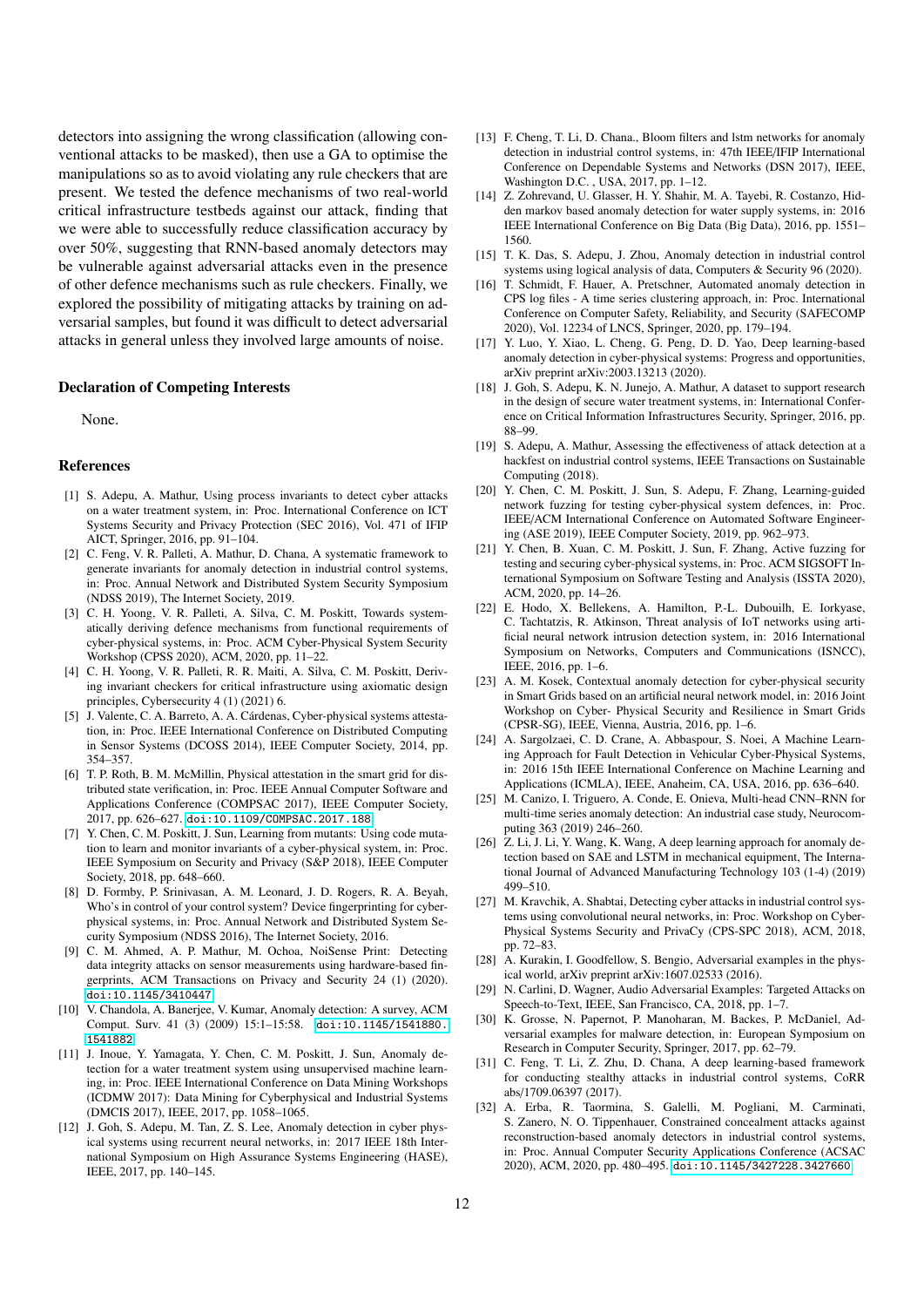detectors into assigning the wrong classification (allowing conventional attacks to be masked), then use a GA to optimise the manipulations so as to avoid violating any rule checkers that are present. We tested the defence mechanisms of two real-world critical infrastructure testbeds against our attack, finding that we were able to successfully reduce classification accuracy by over 50%, suggesting that RNN-based anomaly detectors may be vulnerable against adversarial attacks even in the presence of other defence mechanisms such as rule checkers. Finally, we explored the possibility of mitigating attacks by training on adversarial samples, but found it was difficult to detect adversarial attacks in general unless they involved large amounts of noise.

## Declaration of Competing Interests

None.

## References

[1] S. Adepu, A. Mathur, Using process invariants to detect cyber attacks on a water treatment system, in: Proc. International Conference on ICT Systems Security and Privacy Protection (SEC 2016), Vol. 471 of IFIP AICT, Springer, 2016, pp. 91–104.

[2] C. Feng, V. R. Palleti, A. Mathur, D. Chana, A systematic framework to generate invariants for anomaly detection in industrial control systems, in: Proc. Annual Network and Distributed System Security Symposium (NDSS 2019), The Internet Society, 2019.

[3] C. H. Yoong, V. R. Palleti, A. Silva, C. M. Poskitt, Towards systematically deriving defence mechanisms from functional requirements of cyber-physical systems, in: Proc. ACM Cyber-Physical System Security Workshop (CPSS 2020), ACM, 2020, pp. 11–22.

[4] C. H. Yoong, V. R. Palleti, R. R. Maiti, A. Silva, C. M. Poskitt, Deriving invariant checkers for critical infrastructure using axiomatic design principles, Cybersecurity 4 (1) (2021) 6.

[5] J. Valente, C. A. Barreto, A. A. Cárdenas, Cyber-physical systems attestation, in: Proc. IEEE International Conference on Distributed Computing in Sensor Systems (DCOSS 2014), IEEE Computer Society, 2014, pp. 354–357.

[6] T. P. Roth, B. M. McMillin, Physical attestation in the smart grid for distributed state verification, in: Proc. IEEE Annual Computer Software and Applications Conference (COMPSAC 2017), IEEE Computer Society, 2017, pp. 626–627. doi:10.1109/COMPSAC.2017.188

[7] Y. Chen, C. M. Poskitt, J. Sun, Learning from mutants: Using code mutation to learn and monitor invariants of a cyber-physical system, in: Proc. IEEE Symposium on Security and Privacy (S&P 2018), IEEE Computer Society, 2018, pp. 648–660.

[8] D. Formby, P. Srinivasan, A. M. Leonard, J. D. Rogers, R. A. Beyah, Who's in control of your control system? Device fingerprinting for cyber-physical systems, in: Proc. Annual Network and Distributed System Security Symposium (NDSS 2016), The Internet Society, 2016.

[9] C. M. Ahmed, A. P. Mathur, M. Ochoa, NoiSense Print: Detecting data integrity attacks on sensor measurements using hardware-based fingerprints, ACM Transactions on Privacy and Security 24 (1) (2020). doi:10.1145/3410447

[10] V. Chandola, A. Banerjee, V. Kumar, Anomaly detection: A survey, ACM Comput. Surv. 41 (3) (2009) 15:1–15:58. doi:10.1145/1541880.1541882

[11] J. Inoue, Y. Yamagata, Y. Chen, C. M. Poskitt, J. Sun, Anomaly detection for a water treatment system using unsupervised machine learning, in: Proc. IEEE International Conference on Data Mining Workshops (ICDMW 2017): Data Mining for Cyberphysical and Industrial Systems (DMCIS 2017), IEEE, 2017, pp. 1058–1065.

[12] J. Goh, S. Adepu, M. Tan, Z. S. Lee, Anomaly detection in cyber physical systems using recurrent neural networks, in: 2017 IEEE 18th International Symposium on High Assurance Systems Engineering (HASE), IEEE, 2017, pp. 140–145.

[13] F. Cheng, T. Li, D. Chana., Bloom filters and lstm networks for anomaly detection in industrial control systems, in: 47th IEEE/IFIP International Conference on Dependable Systems and Networks (DSN 2017), IEEE, Washington D.C. , USA, 2017, pp. 1–12.

[14] Z. Zohrevand, U. Glasser, H. Y. Shahir, M. A. Tayebi, R. Costanzo, Hidden markov based anomaly detection for water supply systems, in: 2016 IEEE International Conference on Big Data (Big Data), 2016, pp. 1551–1560.

[15] T. K. Das, S. Adepu, J. Zhou, Anomaly detection in industrial control systems using logical analysis of data, Computers & Security 96 (2020).

[16] T. Schmidt, F. Hauer, A. Pretschner, Automated anomaly detection in CPS log files - A time series clustering approach, in: Proc. International Conference on Computer Safety, Reliability, and Security (SAFECOMP 2020), Vol. 12234 of LNCS, Springer, 2020, pp. 179–194.

[17] Y. Luo, Y. Xiao, L. Cheng, G. Peng, D. D. Yao, Deep learning-based anomaly detection in cyber-physical systems: Progress and opportunities, arXiv preprint arXiv:2003.13213 (2020).

[18] J. Goh, S. Adepu, K. N. Junejo, A. Mathur, A dataset to support research in the design of secure water treatment systems, in: International Conference on Critical Information Infrastructures Security, Springer, 2016, pp. 88–99.

[19] S. Adepu, A. Mathur, Assessing the effectiveness of attack detection at a hackfest on industrial control systems, IEEE Transactions on Sustainable Computing (2018).

[20] Y. Chen, C. M. Poskitt, J. Sun, S. Adepu, F. Zhang, Learning-guided network fuzzing for testing cyber-physical system defences, in: Proc. IEEE/ACM International Conference on Automated Software Engineering (ASE 2019), IEEE Computer Society, 2019, pp. 962–973.

[21] Y. Chen, B. Xuan, C. M. Poskitt, J. Sun, F. Zhang, Active fuzzing for testing and securing cyber-physical systems, in: Proc. ACM SIGSOFT International Symposium on Software Testing and Analysis (ISSTA 2020), ACM, 2020, pp. 14–26.

[22] E. Hodo, X. Bellekens, A. Hamilton, P.-L. Dubouilh, E. Iorkyase, C. Tachtatzis, R. Atkinson, Threat analysis of IoT networks using artificial neural network intrusion detection system, in: 2016 International Symposium on Networks, Computers and Communications (ISNCC), IEEE, 2016, pp. 1–6.

[23] A. M. Kosek, Contextual anomaly detection for cyber-physical security in Smart Grids based on an artificial neural network model, in: 2016 Joint Workshop on Cyber- Physical Security and Resilience in Smart Grids (CPSR-SG), IEEE, Vienna, Austria, 2016, pp. 1–6.

[24] A. Sargolzaei, C. D. Crane, A. Abbaspour, S. Noei, A Machine Learning Approach for Fault Detection in Vehicular Cyber-Physical Systems, in: 2016 15th IEEE International Conference on Machine Learning and Applications (ICMLA), IEEE, Anaheim, CA, USA, 2016, pp. 636–640.

[25] M. Canizo, I. Triguero, A. Conde, E. Onieva, Multi-head CNN–RNN for multi-time series anomaly detection: An industrial case study, Neurocomputing 363 (2019) 246–260.

[26] Z. Li, J. Li, Y. Wang, K. Wang, A deep learning approach for anomaly detection based on SAE and LSTM in mechanical equipment, The International Journal of Advanced Manufacturing Technology 103 (1-4) (2019) 499–510.

[27] M. Kravchik, A. Shabtai, Detecting cyber attacks in industrial control systems using convolutional neural networks, in: Proc. Workshop on Cyber-Physical Systems Security and PrivaCy (CPS-SPC 2018), ACM, 2018, pp. 72–83.

[28] A. Kurakin, I. Goodfellow, S. Bengio, Adversarial examples in the physical world, arXiv preprint arXiv:1607.02533 (2016).

[29] N. Carlini, D. Wagner, Audio Adversarial Examples: Targeted Attacks on Speech-to-Text, IEEE, San Francisco, CA, 2018, pp. 1–7.

[30] K. Grosse, N. Papernot, P. Manoharan, M. Backes, P. McDaniel, Adversarial examples for malware detection, in: European Symposium on Research in Computer Security, Springer, 2017, pp. 62–79.

[31] C. Feng, T. Li, Z. Zhu, D. Chana, A deep learning-based framework for conducting stealthy attacks in industrial control systems, CoRR abs/1709.06397 (2017).

[32] A. Erba, R. Taormina, S. Galelli, M. Pogliani, M. Carminati, S. Zanero, N. O. Tippenhauer, Constrained concealment attacks against reconstruction-based anomaly detectors in industrial control systems, in: Proc. Annual Computer Security Applications Conference (ACSAC 2020), ACM, 2020, pp. 480–495. doi:10.1145/3427228.3427660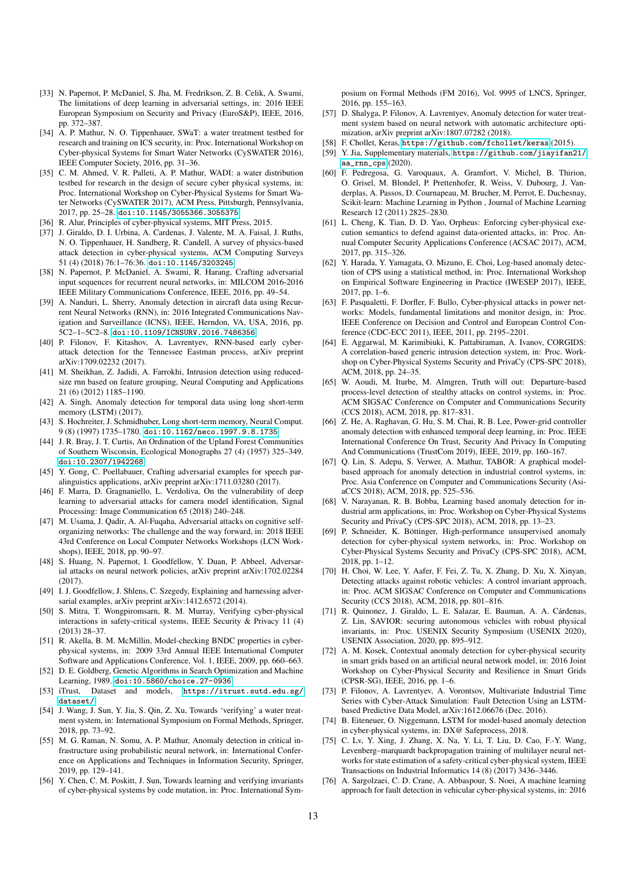[33] N. Papernot, P. McDaniel, S. Jha, M. Fredrikson, Z. B. Celik, A. Swami, The limitations of deep learning in adversarial settings, in: 2016 IEEE European Symposium on Security and Privacy (EuroS&P), IEEE, 2016, pp. 372–387.

[34] A. P. Mathur, N. O. Tippenhauer, SWaT: a water treatment testbed for research and training on ICS security, in: Proc. International Workshop on Cyber-physical Systems for Smart Water Networks (CySWATER 2016), IEEE Computer Society, 2016, pp. 31–36.

[35] C. M. Ahmed, V. R. Palleti, A. P. Mathur, WADI: a water distribution testbed for research in the design of secure cyber physical systems, in: Proc. International Workshop on Cyber-Physical Systems for Smart Water Networks (CySWATER 2017), ACM Press, Pittsburgh, Pennsylvania, 2017, pp. 25–28. doi:10.1145/3055366.3055375.

[36] R. Alur, Principles of cyber-physical systems, MIT Press, 2015.

[37] J. Giraldo, D. I. Urbina, A. Cardenas, J. Valente, M. A. Faisal, J. Ruths, N. O. Tippenhauer, H. Sandberg, R. Candell, A survey of physics-based attack detection in cyber-physical systems, ACM Computing Surveys 51 (4) (2018) 76:1–76:36. doi:10.1145/3203245.

[38] N. Papernot, P. McDaniel, A. Swami, R. Harang, Crafting adversarial input sequences for recurrent neural networks, in: MILCOM 2016-2016 IEEE Military Communications Conference, IEEE, 2016, pp. 49–54.

[39] A. Nanduri, L. Sherry, Anomaly detection in aircraft data using Recurrent Neural Networks (RNN), in: 2016 Integrated Communications Navigation and Surveillance (ICNS), IEEE, Herndon, VA, USA, 2016, pp. 5C2–1–5C2–8. doi:10.1109/ICNSURV.2016.7486356.

[40] P. Filonov, F. Kitashov, A. Lavrentyev, RNN-based early cyber-attack detection for the Tennessee Eastman process, arXiv preprint arXiv:1709.02232 (2017).

[41] M. Sheikhan, Z. Jadidi, A. Farrokhi, Intrusion detection using reduced-size rnn based on feature grouping, Neural Computing and Applications 21 (6) (2012) 1185–1190.

[42] A. Singh, Anomaly detection for temporal data using long short-term memory (LSTM) (2017).

[43] S. Hochreiter, J. Schmidhuber, Long short-term memory, Neural Comput. 9 (8) (1997) 1735–1780. doi:10.1162/neco.1997.9.8.1735.

[44] J. R. Bray, J. T. Curtis, An Ordination of the Upland Forest Communities of Southern Wisconsin, Ecological Monographs 27 (4) (1957) 325–349. doi:10.2307/1942268.

[45] Y. Gong, C. Poellabauer, Crafting adversarial examples for speech paralinguistics applications, arXiv preprint arXiv:1711.03280 (2017).

[46] F. Marra, D. Gragnaniello, L. Verdoliva, On the vulnerability of deep learning to adversarial attacks for camera model identification, Signal Processing: Image Communication 65 (2018) 240–248.

[47] M. Usama, J. Qadir, A. Al-Fuqaha, Adversarial attacks on cognitive self-organizing networks: The challenge and the way forward, in: 2018 IEEE 43rd Conference on Local Computer Networks Workshops (LCN Workshops), IEEE, 2018, pp. 90–97.

[48] S. Huang, N. Papernot, I. Goodfellow, Y. Duan, P. Abbeel, Adversarial attacks on neural network policies, arXiv preprint arXiv:1702.02284 (2017).

[49] I. J. Goodfellow, J. Shlens, C. Szegedy, Explaining and harnessing adversarial examples, arXiv preprint arXiv:1412.6572 (2014).

[50] S. Mitra, T. Wongpiromsarn, R. M. Murray, Verifying cyber-physical interactions in safety-critical systems, IEEE Security & Privacy 11 (4) (2013) 28–37.

[51] R. Akella, B. M. McMillin, Model-checking BNDC properties in cyber-physical systems, in: 2009 33rd Annual IEEE International Computer Software and Applications Conference, Vol. 1, IEEE, 2009, pp. 660–663.

[52] D. E. Goldberg, Genetic Algorithms in Search Optimization and Machine Learning, 1989. doi:10.5860/choice.27-0936.

[53] iTrust, Dataset and models, https://itrust.sutd.edu.sg/dataset/.

[54] J. Wang, J. Sun, Y. Jia, S. Qin, Z. Xu, Towards 'verifying' a water treatment system, in: International Symposium on Formal Methods, Springer, 2018, pp. 73–92.

[55] M. G. Raman, N. Somu, A. P. Mathur, Anomaly detection in critical infrastructure using probabilistic neural network, in: International Conference on Applications and Techniques in Information Security, Springer, 2019, pp. 129–141.

[56] Y. Chen, C. M. Poskitt, J. Sun, Towards learning and verifying invariants of cyber-physical systems by code mutation, in: Proc. International Symposium on Formal Methods (FM 2016), Vol. 9995 of LNCS, Springer, 2016, pp. 155–163.

[57] D. Shalyga, P. Filonov, A. Lavrentyev, Anomaly detection for water treatment system based on neural network with automatic architecture optimization, arXiv preprint arXiv:1807.07282 (2018).

[58] F. Chollet, Keras, https://github.com/fchollet/keras (2015).

[59] Y. Jia, Supplementary materials, https://github.com/jiayifan21/aa_rnn_cps (2020).

[60] F. Pedregosa, G. Varoquaux, A. Gramfort, V. Michel, B. Thirion, O. Grisel, M. Blondel, P. Prettenhofer, R. Weiss, V. Dubourg, J. Vanderplas, A. Passos, D. Cournapeau, M. Brucher, M. Perrot, E. Duchesnay, Scikit-learn: Machine Learning in Python , Journal of Machine Learning Research 12 (2011) 2825–2830.

[61] L. Cheng, K. Tian, D. D. Yao, Orpheus: Enforcing cyber-physical execution semantics to defend against data-oriented attacks, in: Proc. Annual Computer Security Applications Conference (ACSAC 2017), ACM, 2017, pp. 315–326.

[62] Y. Harada, Y. Yamagata, O. Mizuno, E. Choi, Log-based anomaly detection of CPS using a statistical method, in: Proc. International Workshop on Empirical Software Engineering in Practice (IWESEP 2017), IEEE, 2017, pp. 1–6.

[63] F. Pasqualetti, F. Dorfler, F. Bullo, Cyber-physical attacks in power networks: Models, fundamental limitations and monitor design, in: Proc. IEEE Conference on Decision and Control and European Control Conference (CDC-ECC 2011), IEEE, 2011, pp. 2195–2201.

[64] E. Aggarwal, M. Karimibiuki, K. Pattabiraman, A. Ivanov, CORGIDS: A correlation-based generic intrusion detection system, in: Proc. Workshop on Cyber-Physical Systems Security and PrivaCy (CPS-SPC 2018), ACM, 2018, pp. 24–35.

[65] W. Aoudi, M. Iturbe, M. Almgren, Truth will out: Departure-based process-level detection of stealthy attacks on control systems, in: Proc. ACM SIGSAC Conference on Computer and Communications Security (CCS 2018), ACM, 2018, pp. 817–831.

[66] Z. He, A. Raghavan, G. Hu, S. M. Chai, R. B. Lee, Power-grid controller anomaly detection with enhanced temporal deep learning, in: Proc. IEEE International Conference On Trust, Security And Privacy In Computing And Communications (TrustCom 2019), IEEE, 2019, pp. 160–167.

[67] Q. Lin, S. Adepu, S. Verwer, A. Mathur, TABOR: A graphical model-based approach for anomaly detection in industrial control systems, in: Proc. Asia Conference on Computer and Communications Security (AsiaCCS 2018), ACM, 2018, pp. 525–536.

[68] V. Narayanan, R. B. Bobba, Learning based anomaly detection for industrial arm applications, in: Proc. Workshop on Cyber-Physical Systems Security and PrivaCy (CPS-SPC 2018), ACM, 2018, pp. 13–23.

[69] P. Schneider, K. Böttinger, High-performance unsupervised anomaly detection for cyber-physical system networks, in: Proc. Workshop on Cyber-Physical Systems Security and PrivaCy (CPS-SPC 2018), ACM, 2018, pp. 1–12.

[70] H. Choi, W. Lee, Y. Aafer, F. Fei, Z. Tu, X. Zhang, D. Xu, X. Xinyan, Detecting attacks against robotic vehicles: A control invariant approach, in: Proc. ACM SIGSAC Conference on Computer and Communications Security (CCS 2018), ACM, 2018, pp. 801–816.

[71] R. Quinonez, J. Giraldo, L. E. Salazar, E. Bauman, A. A. Cárdenas, Z. Lin, SAVIOR: securing autonomous vehicles with robust physical invariants, in: Proc. USENIX Security Symposium (USENIX 2020), USENIX Association, 2020, pp. 895–912.

[72] A. M. Kosek, Contextual anomaly detection for cyber-physical security in smart grids based on an artificial neural network model, in: 2016 Joint Workshop on Cyber-Physical Security and Resilience in Smart Grids (CPSR-SG), IEEE, 2016, pp. 1–6.

[73] P. Filonov, A. Lavrentyev, A. Vorontsov, Multivariate Industrial Time Series with Cyber-Attack Simulation: Fault Detection Using an LSTM-based Predictive Data Model, arXiv:1612.06676 (Dec. 2016).

[74] B. Eiteneuer, O. Niggemann, LSTM for model-based anomaly detection in cyber-physical systems, in: DX@ Safeprocess, 2018.

[75] C. Lv, Y. Xing, J. Zhang, X. Na, Y. Li, T. Liu, D. Cao, F.-Y. Wang, Levenberg–marquardt backpropagation training of multilayer neural networks for state estimation of a safety-critical cyber-physical system, IEEE Transactions on Industrial Informatics 14 (8) (2017) 3436–3446.

[76] A. Sargolzaei, C. D. Crane, A. Abbaspour, S. Noei, A machine learning approach for fault detection in vehicular cyber-physical systems, in: 2016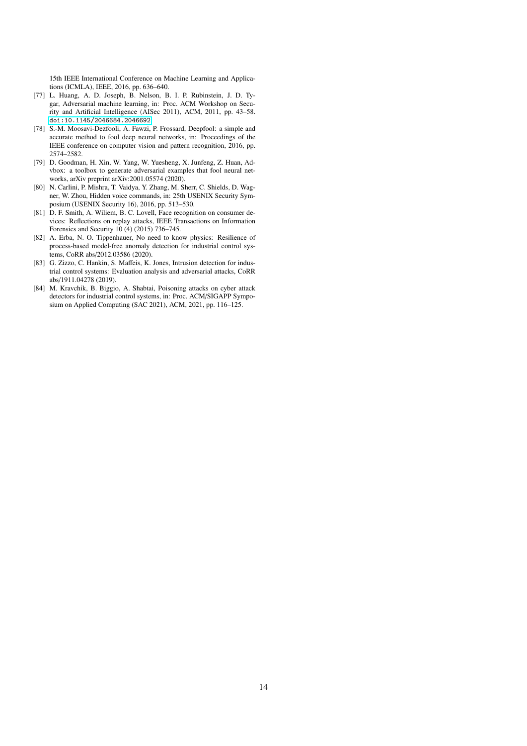15th IEEE International Conference on Machine Learning and Applications (ICMLA), IEEE, 2016, pp. 636–640.

[77] L. Huang, A. D. Joseph, B. Nelson, B. I. P. Rubinstein, J. D. Tygar, Adversarial machine learning, in: Proc. ACM Workshop on Security and Artificial Intelligence (AISec 2011), ACM, 2011, pp. 43–58. doi:10.1145/2046684.2046692.

[78] S.-M. Moosavi-Dezfooli, A. Fawzi, P. Frossard, Deepfool: a simple and accurate method to fool deep neural networks, in: Proceedings of the IEEE conference on computer vision and pattern recognition, 2016, pp. 2574–2582.

[79] D. Goodman, H. Xin, W. Yang, W. Yuesheng, X. Junfeng, Z. Huan, Advbox: a toolbox to generate adversarial examples that fool neural networks, arXiv preprint arXiv:2001.05574 (2020).

[80] N. Carlini, P. Mishra, T. Vaidya, Y. Zhang, M. Sherr, C. Shields, D. Wagner, W. Zhou, Hidden voice commands, in: 25th USENIX Security Symposium (USENIX Security 16), 2016, pp. 513–530.

[81] D. F. Smith, A. Wiliem, B. C. Lovell, Face recognition on consumer devices: Reflections on replay attacks, IEEE Transactions on Information Forensics and Security 10 (4) (2015) 736–745.

[82] A. Erba, N. O. Tippenhauer, No need to know physics: Resilience of process-based model-free anomaly detection for industrial control systems, CoRR abs/2012.03586 (2020).

[83] G. Zizzo, C. Hankin, S. Maffeis, K. Jones, Intrusion detection for industrial control systems: Evaluation analysis and adversarial attacks, CoRR abs/1911.04278 (2019).

[84] M. Kravchik, B. Biggio, A. Shabtai, Poisoning attacks on cyber attack detectors for industrial control systems, in: Proc. ACM/SIGAPP Symposium on Applied Computing (SAC 2021), ACM, 2021, pp. 116–125.